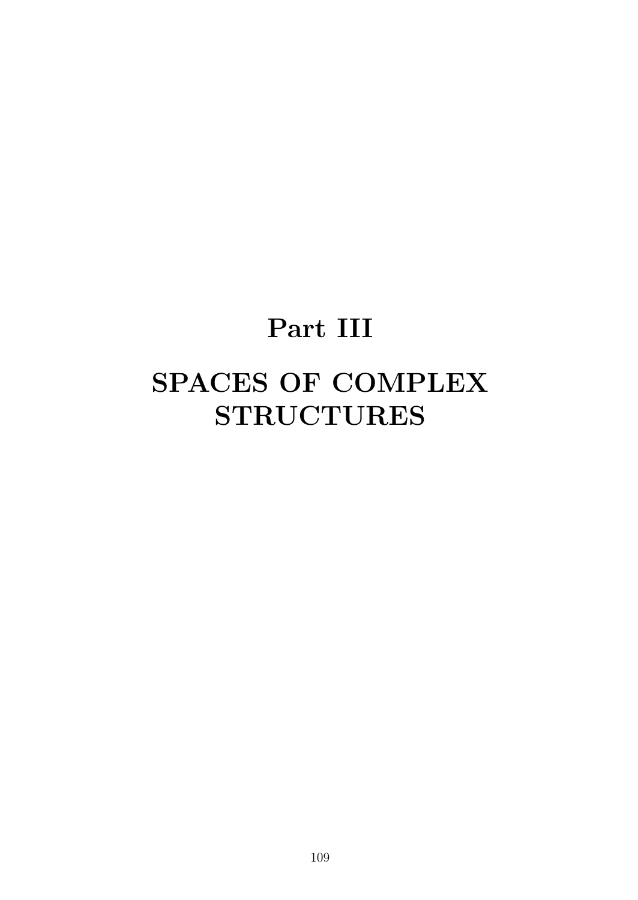# Part III

# SPACES OF COMPLEX STRUCTURES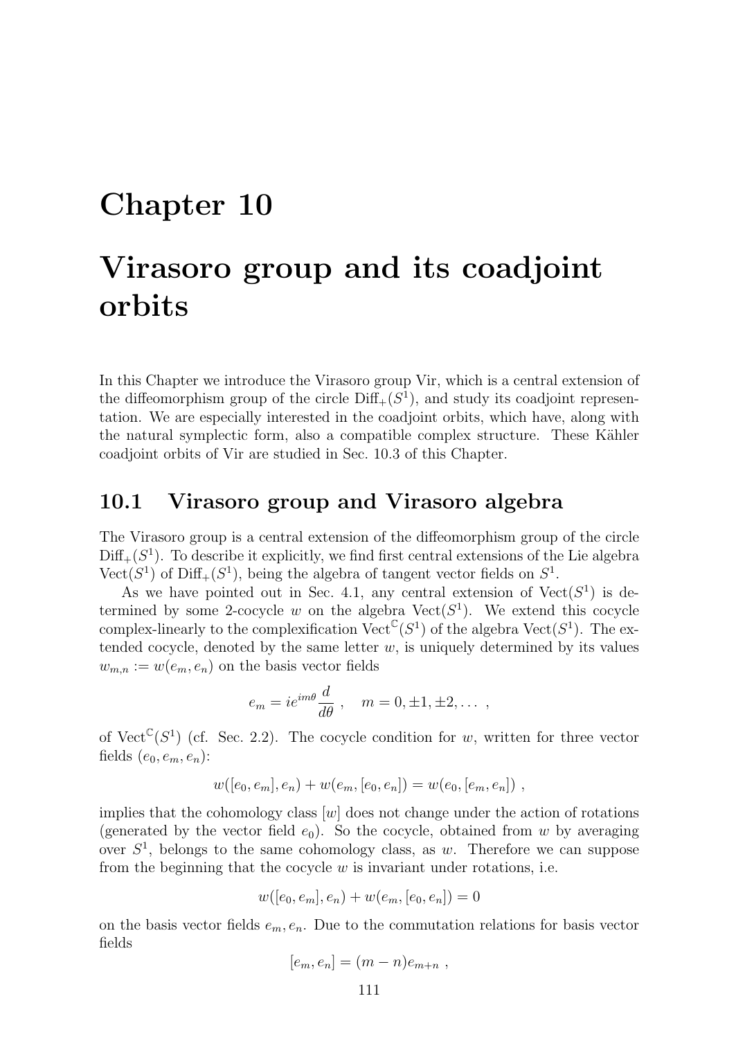# Chapter 10

# Virasoro group and its coadjoint orbits

In this Chapter we introduce the Virasoro group Vir, which is a central extension of the diffeomorphism group of the circle $\mathrm{Diff}_+(S^1)$, and study its coadjoint representation. We are especially interested in the coadjoint orbits, which have, along with the natural symplectic form, also a compatible complex structure. These Kähler coadjoint orbits of Vir are studied in Sec. 10.3 of this Chapter.

## 10.1 Virasoro group and Virasoro algebra

The Virasoro group is a central extension of the diffeomorphism group of the circle $\mathrm{Diff}_+(S^1)$. To describe it explicitly, we find first central extensions of the Lie algebra $\mathrm{Vect}(S^1)$ of $\mathrm{Diff}_+(S^1)$, being the algebra of tangent vector fields on $S^1$.

As we have pointed out in Sec. 4.1, any central extension of $\mathrm{Vect}(S^1)$ is determined by some 2-cocycle $w$ on the algebra $\mathrm{Vect}(S^1)$. We extend this cocycle complex-linearly to the complexification $\mathrm{Vect}^{\mathbb{C}}(S^1)$ of the algebra $\mathrm{Vect}(S^1)$. The extended cocycle, denoted by the same letter $w$, is uniquely determined by its values $w_{m,n} := w(e_m, e_n)$ on the basis vector fields

$$e_m = ie^{im\theta}\frac{d}{d\theta} \ , \quad m = 0, \pm 1, \pm 2, \dots \ ,$$

of $\mathrm{Vect}^{\mathbb{C}}(S^1)$ (cf. Sec. 2.2). The cocycle condition for $w$, written for three vector fields $(e_0, e_m, e_n)$:

$$w([e_0, e_m], e_n) + w(e_m, [e_0, e_n]) = w(e_0, [e_m, e_n]) \ ,$$

implies that the cohomology class $[w]$ does not change under the action of rotations (generated by the vector field $e_0$). So the cocycle, obtained from $w$ by averaging over $S^1$, belongs to the same cohomology class, as $w$. Therefore we can suppose from the beginning that the cocycle $w$ is invariant under rotations, i.e.

$$w([e_0, e_m], e_n) + w(e_m, [e_0, e_n]) = 0$$

on the basis vector fields $e_m, e_n$. Due to the commutation relations for basis vector fields

$$[e_m, e_n] = (m - n)e_{m+n} \ ,$$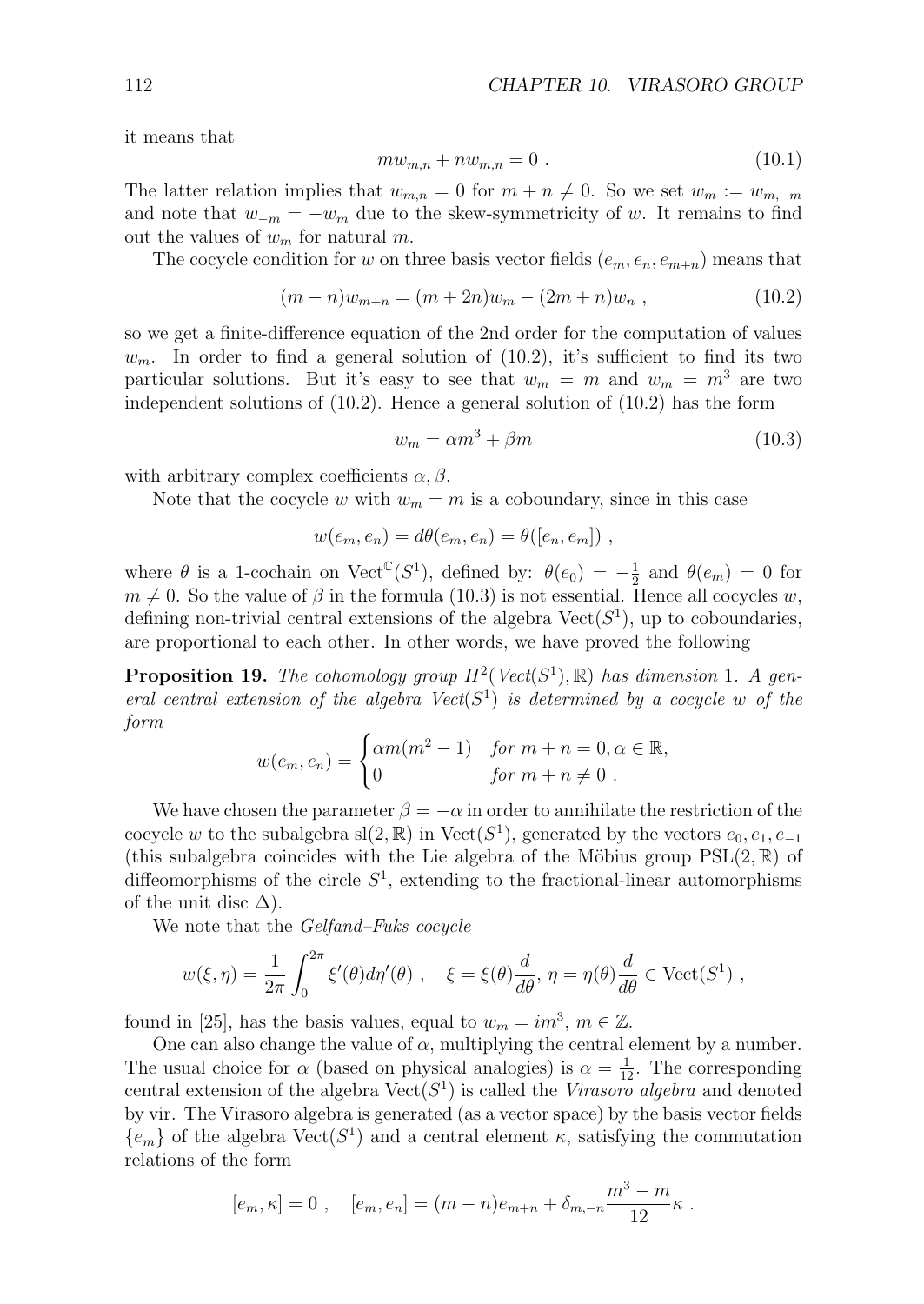it means that

$$mw_{m,n} + nw_{m,n} = 0 \ . \tag{10.1}$$

The latter relation implies that $w_{m,n} = 0$ for $m + n \neq 0$. So we set $w_m := w_{m,-m}$ and note that $w_{-m} = -w_m$ due to the skew-symmetricity of $w$. It remains to find out the values of $w_m$ for natural $m$.

The cocycle condition for $w$ on three basis vector fields $(e_m, e_n, e_{m+n})$ means that

$$(m - n)w_{m+n} = (m + 2n)w_m - (2m + n)w_n \ , \tag{10.2}$$

so we get a finite-difference equation of the 2nd order for the computation of values $w_m$. In order to find a general solution of (10.2), it's sufficient to find its two particular solutions. But it's easy to see that $w_m = m$ and $w_m = m^3$ are two independent solutions of (10.2). Hence a general solution of (10.2) has the form

$$w_m = \alpha m^3 + \beta m \tag{10.3}$$

with arbitrary complex coefficients $\alpha, \beta$.

Note that the cocycle $w$ with $w_m = m$ is a coboundary, since in this case

$$w(e_m, e_n) = d\theta(e_m, e_n) = \theta([e_n, e_m]) \ ,$$

where $\theta$ is a 1-cochain on $\mathrm{Vect}^{\mathbb{C}}(S^1)$, defined by: $\theta(e_0) = -\frac{1}{2}$ and $\theta(e_m) = 0$ for $m \neq 0$. So the value of $\beta$ in the formula (10.3) is not essential. Hence all cocycles $w$, defining non-trivial central extensions of the algebra $\mathrm{Vect}(S^1)$, up to coboundaries, are proportional to each other. In other words, we have proved the following

**Proposition 19.** *The cohomology group $H^2(\mathrm{Vect}(S^1), \mathbb{R})$ has dimension 1. A general central extension of the algebra $\mathrm{Vect}(S^1)$ is determined by a cocycle $w$ of the form*

$$w(e_m, e_n) = \begin{cases} \alpha m(m^2 - 1) & \text{for } m + n = 0, \alpha \in \mathbb{R}, \\ 0 & \text{for } m + n \neq 0 \ . \end{cases}$$

We have chosen the parameter $\beta = -\alpha$ in order to annihilate the restriction of the cocycle $w$ to the subalgebra $\mathrm{sl}(2, \mathbb{R})$ in $\mathrm{Vect}(S^1)$, generated by the vectors $e_0, e_1, e_{-1}$ (this subalgebra coincides with the Lie algebra of the Möbius group $\mathrm{PSL}(2, \mathbb{R})$ of diffeomorphisms of the circle $S^1$, extending to the fractional-linear automorphisms of the unit disc $\Delta$).

We note that the *Gelfand–Fuks cocycle*

$$w(\xi, \eta) = \frac{1}{2\pi} \int_0^{2\pi} \xi'(\theta) d\eta'(\theta) \ , \quad \xi = \xi(\theta)\frac{d}{d\theta}, \, \eta = \eta(\theta)\frac{d}{d\theta} \in \mathrm{Vect}(S^1) \ ,$$

found in [25], has the basis values, equal to $w_m = im^3$, $m \in \mathbb{Z}$.

One can also change the value of $\alpha$, multiplying the central element by a number. The usual choice for $\alpha$ (based on physical analogies) is $\alpha = \frac{1}{12}$. The corresponding central extension of the algebra $\mathrm{Vect}(S^1)$ is called the *Virasoro algebra* and denoted by vir. The Virasoro algebra is generated (as a vector space) by the basis vector fields $\{e_m\}$ of the algebra $\mathrm{Vect}(S^1)$ and a central element $\kappa$, satisfying the commutation relations of the form

$$[e_m, \kappa] = 0 \ , \quad [e_m, e_n] = (m - n)e_{m+n} + \delta_{m,-n}\frac{m^3 - m}{12}\kappa \ .$$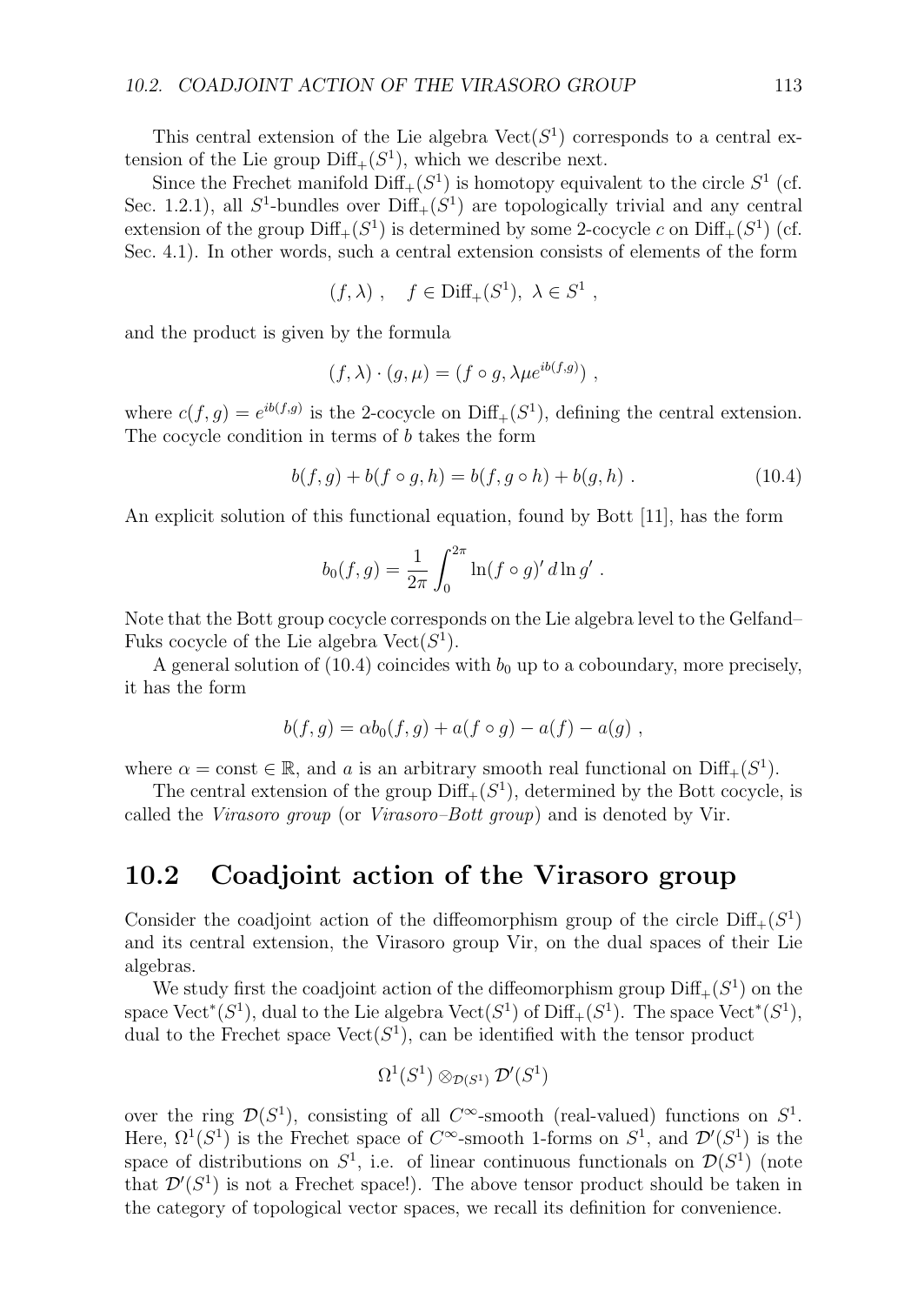This central extension of the Lie algebra $\mathrm{Vect}(S^1)$ corresponds to a central extension of the Lie group $\mathrm{Diff}_+(S^1)$, which we describe next.

Since the Frechet manifold $\mathrm{Diff}_+(S^1)$ is homotopy equivalent to the circle $S^1$ (cf. Sec. 1.2.1), all $S^1$-bundles over $\mathrm{Diff}_+(S^1)$ are topologically trivial and any central extension of the group $\mathrm{Diff}_+(S^1)$ is determined by some 2-cocycle $c$ on $\mathrm{Diff}_+(S^1)$ (cf. Sec. 4.1). In other words, such a central extension consists of elements of the form

$$(f, \lambda) \ , \quad f \in \mathrm{Diff}_+(S^1), \ \lambda \in S^1 \ ,$$

and the product is given by the formula

$$(f, \lambda) \cdot (g, \mu) = (f \circ g, \lambda \mu e^{ib(f,g)}) \ ,$$

where $c(f, g) = e^{ib(f,g)}$ is the 2-cocycle on $\mathrm{Diff}_+(S^1)$, defining the central extension. The cocycle condition in terms of $b$ takes the form

$$b(f, g) + b(f \circ g, h) = b(f, g \circ h) + b(g, h) \ . \tag{10.4}$$

An explicit solution of this functional equation, found by Bott [11], has the form

$$b_0(f, g) = \frac{1}{2\pi} \int_0^{2\pi} \ln(f \circ g)' \, d \ln g' \ .$$

Note that the Bott group cocycle corresponds on the Lie algebra level to the Gelfand–Fuks cocycle of the Lie algebra $\mathrm{Vect}(S^1)$.

A general solution of (10.4) coincides with $b_0$ up to a coboundary, more precisely, it has the form

$$b(f, g) = \alpha b_0(f, g) + a(f \circ g) - a(f) - a(g) \ ,$$

where $\alpha = \mathrm{const} \in \mathbb{R}$, and $a$ is an arbitrary smooth real functional on $\mathrm{Diff}_+(S^1)$.

The central extension of the group $\mathrm{Diff}_+(S^1)$, determined by the Bott cocycle, is called the *Virasoro group* (or *Virasoro–Bott group*) and is denoted by Vir.

## 10.2 Coadjoint action of the Virasoro group

Consider the coadjoint action of the diffeomorphism group of the circle $\mathrm{Diff}_+(S^1)$ and its central extension, the Virasoro group Vir, on the dual spaces of their Lie algebras.

We study first the coadjoint action of the diffeomorphism group $\mathrm{Diff}_+(S^1)$ on the space $\mathrm{Vect}^*(S^1)$, dual to the Lie algebra $\mathrm{Vect}(S^1)$ of $\mathrm{Diff}_+(S^1)$. The space $\mathrm{Vect}^*(S^1)$, dual to the Frechet space $\mathrm{Vect}(S^1)$, can be identified with the tensor product

$$\Omega^1(S^1) \otimes_{\mathcal{D}(S^1)} \mathcal{D}'(S^1)$$

over the ring $\mathcal{D}(S^1)$, consisting of all $C^\infty$-smooth (real-valued) functions on $S^1$. Here, $\Omega^1(S^1)$ is the Frechet space of $C^\infty$-smooth 1-forms on $S^1$, and $\mathcal{D}'(S^1)$ is the space of distributions on $S^1$, i.e. of linear continuous functionals on $\mathcal{D}(S^1)$ (note that $\mathcal{D}'(S^1)$ is not a Frechet space!). The above tensor product should be taken in the category of topological vector spaces, we recall its definition for convenience.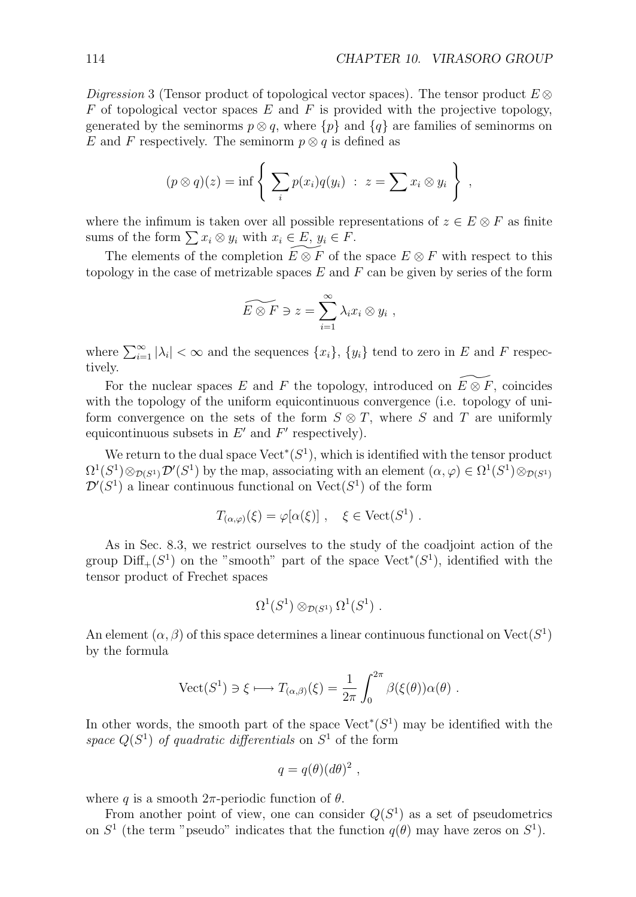*Digression* 3 (Tensor product of topological vector spaces). The tensor product $E \otimes F$ of topological vector spaces $E$ and $F$ is provided with the projective topology, generated by the seminorms $p \otimes q$, where $\{p\}$ and $\{q\}$ are families of seminorms on $E$ and $F$ respectively. The seminorm $p \otimes q$ is defined as

$$(p \otimes q)(z) = \inf \left\{ \sum_i p(x_i) q(y_i) \ : \ z = \sum x_i \otimes y_i \right\} ,$$

where the infimum is taken over all possible representations of $z \in E \otimes F$ as finite sums of the form $\sum x_i \otimes y_i$ with $x_i \in E$, $y_i \in F$.

The elements of the completion $\widetilde{E \otimes F}$ of the space $E \otimes F$ with respect to this topology in the case of metrizable spaces $E$ and $F$ can be given by series of the form

$$\widetilde{E \otimes F} \ni z = \sum_{i=1}^{\infty} \lambda_i x_i \otimes y_i ,$$

where $\sum_{i=1}^{\infty} |\lambda_i| < \infty$ and the sequences $\{x_i\}$, $\{y_i\}$ tend to zero in $E$ and $F$ respectively.

For the nuclear spaces $E$ and $F$ the topology, introduced on $\widetilde{E \otimes F}$, coincides with the topology of the uniform equicontinuous convergence (i.e. topology of uniform convergence on the sets of the form $S \otimes T$, where $S$ and $T$ are uniformly equicontinuous subsets in $E'$ and $F'$ respectively).

We return to the dual space $\mathrm{Vect}^*(S^1)$, which is identified with the tensor product $\Omega^1(S^1) \otimes_{\mathcal{D}(S^1)} \mathcal{D}'(S^1)$ by the map, associating with an element $(\alpha, \varphi) \in \Omega^1(S^1) \otimes_{\mathcal{D}(S^1)} \mathcal{D}'(S^1)$ a linear continuous functional on $\mathrm{Vect}(S^1)$ of the form

$$T_{(\alpha,\varphi)}(\xi) = \varphi[\alpha(\xi)] , \quad \xi \in \mathrm{Vect}(S^1) .$$

As in Sec. 8.3, we restrict ourselves to the study of the coadjoint action of the group $\mathrm{Diff}_+(S^1)$ on the "smooth" part of the space $\mathrm{Vect}^*(S^1)$, identified with the tensor product of Frechet spaces

$$\Omega^1(S^1) \otimes_{\mathcal{D}(S^1)} \Omega^1(S^1) .$$

An element $(\alpha, \beta)$ of this space determines a linear continuous functional on $\mathrm{Vect}(S^1)$ by the formula

$$\mathrm{Vect}(S^1) \ni \xi \longmapsto T_{(\alpha,\beta)}(\xi) = \frac{1}{2\pi} \int_0^{2\pi} \beta(\xi(\theta)) \alpha(\theta) .$$

In other words, the smooth part of the space $\mathrm{Vect}^*(S^1)$ may be identified with the *space* $Q(S^1)$ *of quadratic differentials* on $S^1$ of the form

$$q = q(\theta)(d\theta)^2 ,$$

where $q$ is a smooth $2\pi$-periodic function of $\theta$.

From another point of view, one can consider $Q(S^1)$ as a set of pseudometrics on $S^1$ (the term "pseudo" indicates that the function $q(\theta)$ may have zeros on $S^1$).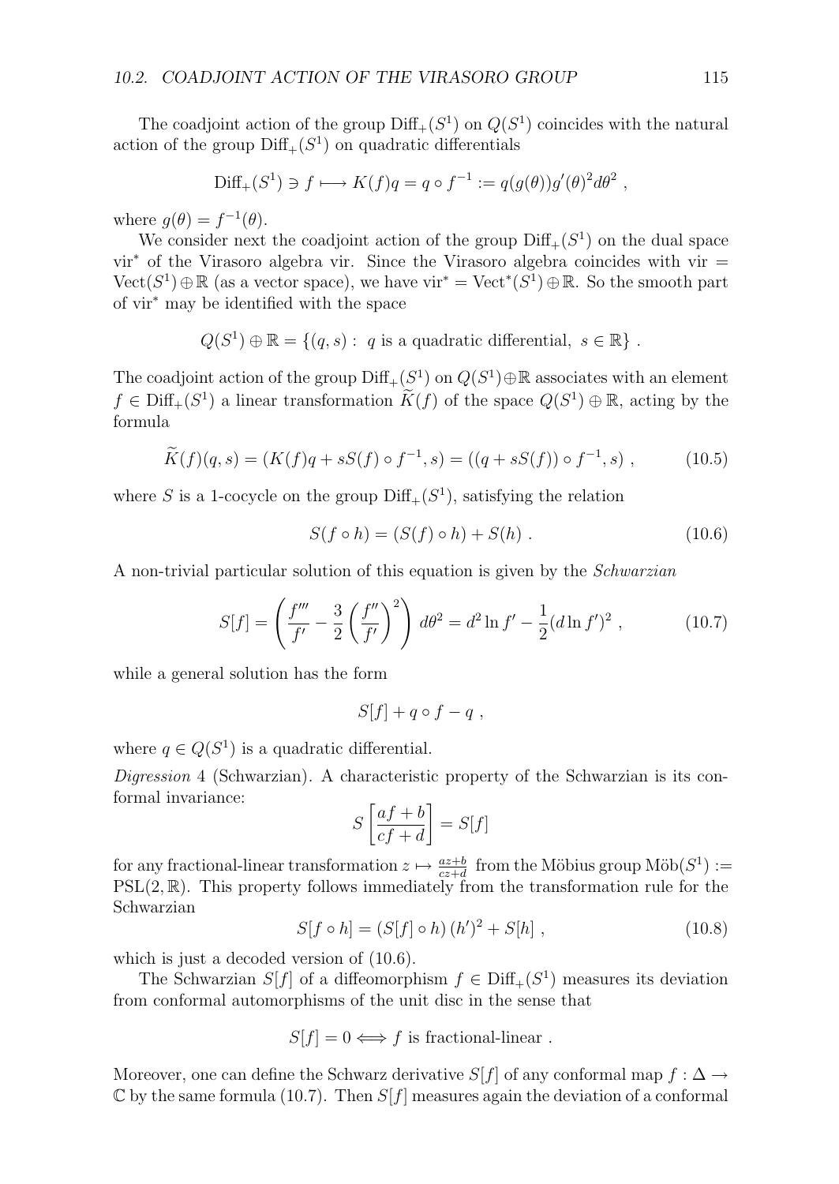The coadjoint action of the group $\mathrm{Diff}_+(S^1)$ on $Q(S^1)$ coincides with the natural action of the group $\mathrm{Diff}_+(S^1)$ on quadratic differentials

$$\mathrm{Diff}_+(S^1) \ni f \longmapsto K(f)q = q \circ f^{-1} := q(g(\theta))g'(\theta)^2 d\theta^2 ,$$

where $g(\theta) = f^{-1}(\theta)$.

We consider next the coadjoint action of the group $\mathrm{Diff}_+(S^1)$ on the dual space $\mathrm{vir}^*$ of the Virasoro algebra vir. Since the Virasoro algebra coincides with $\mathrm{vir} = \mathrm{Vect}(S^1) \oplus \mathbb{R}$ (as a vector space), we have $\mathrm{vir}^* = \mathrm{Vect}^*(S^1) \oplus \mathbb{R}$. So the smooth part of $\mathrm{vir}^*$ may be identified with the space

$$Q(S^1) \oplus \mathbb{R} = \{(q, s) : \ q \text{ is a quadratic differential}, \ s \in \mathbb{R}\} .$$

The coadjoint action of the group $\mathrm{Diff}_+(S^1)$ on $Q(S^1) \oplus \mathbb{R}$ associates with an element $f \in \mathrm{Diff}_+(S^1)$ a linear transformation $\widetilde{K}(f)$ of the space $Q(S^1) \oplus \mathbb{R}$, acting by the formula

$$\widetilde{K}(f)(q, s) = (K(f)q + sS(f) \circ f^{-1}, s) = ((q + sS(f)) \circ f^{-1}, s) , \tag{10.5}$$

where $S$ is a 1-cocycle on the group $\mathrm{Diff}_+(S^1)$, satisfying the relation

$$S(f \circ h) = (S(f) \circ h) + S(h) . \tag{10.6}$$

A non-trivial particular solution of this equation is given by the *Schwarzian*

$$S[f] = \left( \frac{f'''}{f'} - \frac{3}{2} \left( \frac{f''}{f'} \right)^2 \right) d\theta^2 = d^2 \ln f' - \frac{1}{2}(d \ln f')^2 , \tag{10.7}$$

while a general solution has the form

$$S[f] + q \circ f - q ,$$

where $q \in Q(S^1)$ is a quadratic differential.

*Digression* 4 (Schwarzian). A characteristic property of the Schwarzian is its conformal invariance:

$$S \left[ \frac{af + b}{cf + d} \right] = S[f]$$

for any fractional-linear transformation $z \mapsto \frac{az+b}{cz+d}$ from the Möbius group $\mathrm{M\ddot{o}b}(S^1) := \mathrm{PSL}(2, \mathbb{R})$. This property follows immediately from the transformation rule for the Schwarzian

$$S[f \circ h] = (S[f] \circ h) (h')^2 + S[h] , \tag{10.8}$$

which is just a decoded version of (10.6).

The Schwarzian $S[f]$ of a diffeomorphism $f \in \mathrm{Diff}_+(S^1)$ measures its deviation from conformal automorphisms of the unit disc in the sense that

$$S[f] = 0 \Longleftrightarrow f \text{ is fractional-linear} .$$

Moreover, one can define the Schwarz derivative $S[f]$ of any conformal map $f : \Delta \to \mathbb{C}$ by the same formula (10.7). Then $S[f]$ measures again the deviation of a conformal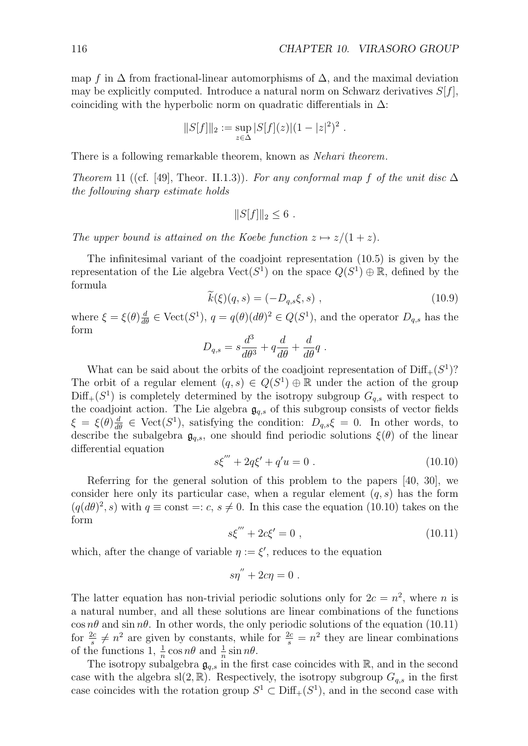map $f$ in $\Delta$ from fractional-linear automorphisms of $\Delta$, and the maximal deviation may be explicitly computed. Introduce a natural norm on Schwarz derivatives $S[f]$, coinciding with the hyperbolic norm on quadratic differentials in $\Delta$:

$$\|S[f]\|_2 := \sup_{z\in\Delta} |S[f](z)|(1-|z|^2)^2 \ .$$

There is a following remarkable theorem, known as *Nehari theorem.*

*Theorem* 11 ((cf. [49], Theor. II.1.3)). *For any conformal map $f$ of the unit disc $\Delta$ the following sharp estimate holds*

$$\|S[f]\|_2 \leq 6 \ .$$

*The upper bound is attained on the Koebe function $z \mapsto z/(1+z)$.*

The infinitesimal variant of the coadjoint representation (10.5) is given by the representation of the Lie algebra $\mathrm{Vect}(S^1)$ on the space $Q(S^1) \oplus \mathbb{R}$, defined by the formula

$$\widetilde{k}(\xi)(q,s) = (-D_{q,s}\xi, s) \ , \tag{10.9}$$

where $\xi = \xi(\theta)\frac{d}{d\theta} \in \mathrm{Vect}(S^1)$, $q = q(\theta)(d\theta)^2 \in Q(S^1)$, and the operator $D_{q,s}$ has the form

$$D_{q,s} = s\frac{d^3}{d\theta^3} + q\frac{d}{d\theta} + \frac{d}{d\theta}q \ .$$

What can be said about the orbits of the coadjoint representation of $\mathrm{Diff}_+(S^1)$? The orbit of a regular element $(q,s) \in Q(S^1) \oplus \mathbb{R}$ under the action of the group $\mathrm{Diff}_+(S^1)$ is completely determined by the isotropy subgroup $G_{q,s}$ with respect to the coadjoint action. The Lie algebra $\mathfrak{g}_{q,s}$ of this subgroup consists of vector fields $\xi = \xi(\theta)\frac{d}{d\theta} \in \mathrm{Vect}(S^1)$, satisfying the condition: $D_{q,s}\xi = 0$. In other words, to describe the subalgebra $\mathfrak{g}_{q,s}$, one should find periodic solutions $\xi(\theta)$ of the linear differential equation

$$s\xi^{'''} + 2q\xi' + q'u = 0 \ . \tag{10.10}$$

Referring for the general solution of this problem to the papers [40, 30], we consider here only its particular case, when a regular element $(q,s)$ has the form $(q(d\theta)^2, s)$ with $q \equiv \mathrm{const} =: c$, $s \neq 0$. In this case the equation (10.10) takes on the form

$$s\xi^{'''} + 2c\xi' = 0 \ , \tag{10.11}$$

which, after the change of variable $\eta := \xi'$, reduces to the equation

$$s\eta^{''} + 2c\eta = 0 \ .$$

The latter equation has non-trivial periodic solutions only for $2c = n^2$, where $n$ is a natural number, and all these solutions are linear combinations of the functions $\cos n\theta$ and $\sin n\theta$. In other words, the only periodic solutions of the equation (10.11) for $\frac{2c}{s} \neq n^2$ are given by constants, while for $\frac{2c}{s} = n^2$ they are linear combinations of the functions $1$, $\frac{1}{n}\cos n\theta$ and $\frac{1}{n}\sin n\theta$.

The isotropy subalgebra $\mathfrak{g}_{q,s}$ in the first case coincides with $\mathbb{R}$, and in the second case with the algebra $\mathrm{sl}(2,\mathbb{R})$. Respectively, the isotropy subgroup $G_{q,s}$ in the first case coincides with the rotation group $S^1 \subset \mathrm{Diff}_+(S^1)$, and in the second case with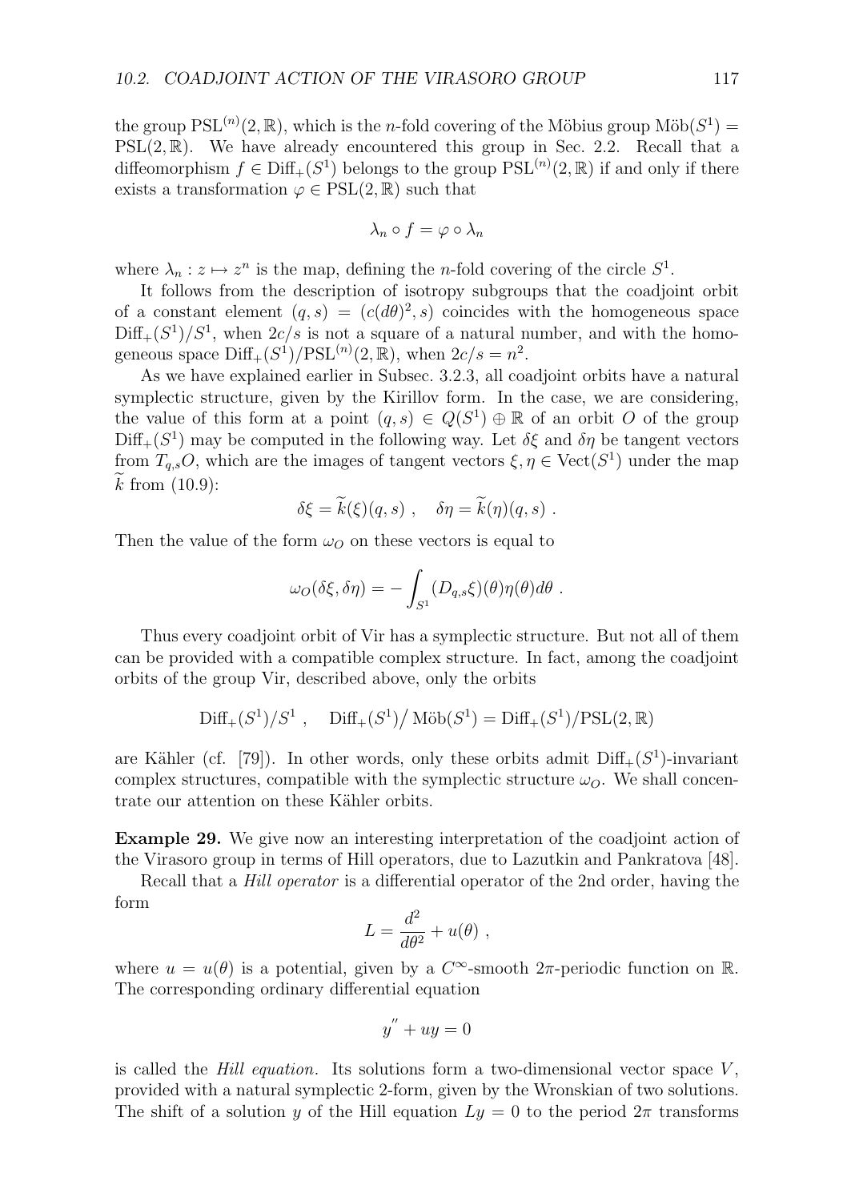the group $\mathrm{PSL}^{(n)}(2,\mathbb{R})$, which is the $n$-fold covering of the Möbius group $\mathrm{Möb}(S^1) = \mathrm{PSL}(2,\mathbb{R})$. We have already encountered this group in Sec. 2.2. Recall that a diffeomorphism $f \in \mathrm{Diff}_+(S^1)$ belongs to the group $\mathrm{PSL}^{(n)}(2,\mathbb{R})$ if and only if there exists a transformation $\varphi \in \mathrm{PSL}(2,\mathbb{R})$ such that

$$\lambda_n \circ f = \varphi \circ \lambda_n$$

where $\lambda_n : z \mapsto z^n$ is the map, defining the $n$-fold covering of the circle $S^1$.

It follows from the description of isotropy subgroups that the coadjoint orbit of a constant element $(q,s) = (c(d\theta)^2, s)$ coincides with the homogeneous space $\mathrm{Diff}_+(S^1)/S^1$, when $2c/s$ is not a square of a natural number, and with the homogeneous space $\mathrm{Diff}_+(S^1)/\mathrm{PSL}^{(n)}(2,\mathbb{R})$, when $2c/s = n^2$.

As we have explained earlier in Subsec. 3.2.3, all coadjoint orbits have a natural symplectic structure, given by the Kirillov form. In the case, we are considering, the value of this form at a point $(q,s) \in Q(S^1) \oplus \mathbb{R}$ of an orbit $O$ of the group $\mathrm{Diff}_+(S^1)$ may be computed in the following way. Let $\delta\xi$ and $\delta\eta$ be tangent vectors from $T_{q,s}O$, which are the images of tangent vectors $\xi, \eta \in \mathrm{Vect}(S^1)$ under the map $\widetilde{k}$ from (10.9):

$$\delta\xi = \widetilde{k}(\xi)(q,s) \ , \quad \delta\eta = \widetilde{k}(\eta)(q,s) \ .$$

Then the value of the form $\omega_O$ on these vectors is equal to

$$\omega_O(\delta\xi, \delta\eta) = -\int_{S^1} (D_{q,s}\xi)(\theta)\eta(\theta)d\theta \ .$$

Thus every coadjoint orbit of Vir has a symplectic structure. But not all of them can be provided with a compatible complex structure. In fact, among the coadjoint orbits of the group Vir, described above, only the orbits

$$\mathrm{Diff}_+(S^1)/S^1 \ , \quad \mathrm{Diff}_+(S^1)\big/\,\mathrm{Möb}(S^1) = \mathrm{Diff}_+(S^1)/\mathrm{PSL}(2,\mathbb{R})$$

are Kähler (cf. [79]). In other words, only these orbits admit $\mathrm{Diff}_+(S^1)$-invariant complex structures, compatible with the symplectic structure $\omega_O$. We shall concentrate our attention on these Kähler orbits.

**Example 29.** We give now an interesting interpretation of the coadjoint action of the Virasoro group in terms of Hill operators, due to Lazutkin and Pankratova [48].

Recall that a *Hill operator* is a differential operator of the 2nd order, having the form

$$L = \frac{d^2}{d\theta^2} + u(\theta) \ ,$$

where $u = u(\theta)$ is a potential, given by a $C^\infty$-smooth $2\pi$-periodic function on $\mathbb{R}$. The corresponding ordinary differential equation

$$y'' + uy = 0$$

is called the *Hill equation*. Its solutions form a two-dimensional vector space $V$, provided with a natural symplectic 2-form, given by the Wronskian of two solutions. The shift of a solution $y$ of the Hill equation $Ly = 0$ to the period $2\pi$ transforms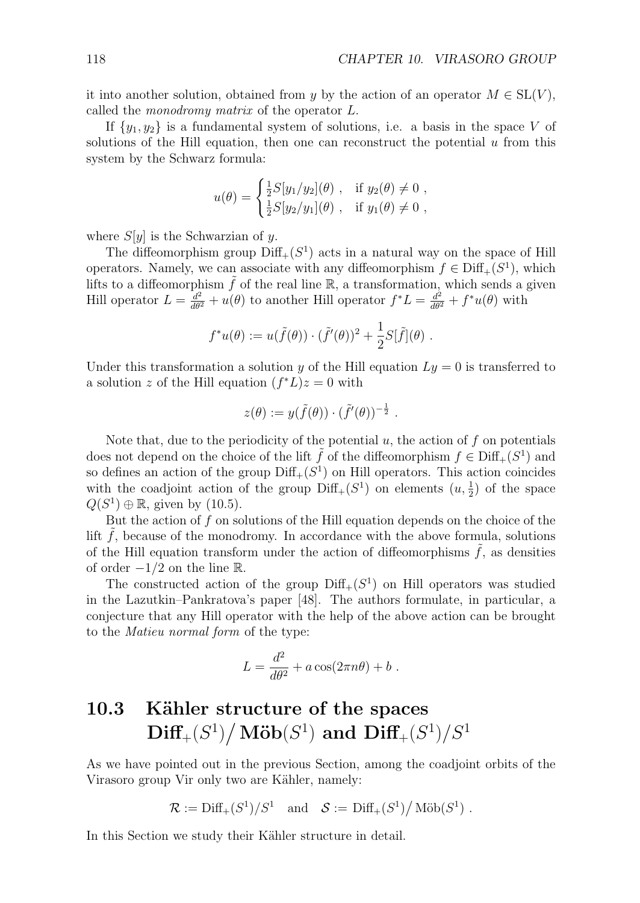it into another solution, obtained from $y$ by the action of an operator $M \in \mathrm{SL}(V)$, called the *monodromy matrix* of the operator $L$.

If $\{y_1, y_2\}$ is a fundamental system of solutions, i.e. a basis in the space $V$ of solutions of the Hill equation, then one can reconstruct the potential $u$ from this system by the Schwarz formula:

$$u(\theta) = \begin{cases} \frac{1}{2}S[y_1/y_2](\theta) \ , & \text{if } y_2(\theta) \neq 0 \ , \\ \frac{1}{2}S[y_2/y_1](\theta) \ , & \text{if } y_1(\theta) \neq 0 \ , \end{cases}$$

where $S[y]$ is the Schwarzian of $y$.

The diffeomorphism group $\mathrm{Diff}_+(S^1)$ acts in a natural way on the space of Hill operators. Namely, we can associate with any diffeomorphism $f \in \mathrm{Diff}_+(S^1)$, which lifts to a diffeomorphism $\tilde{f}$ of the real line $\mathbb{R}$, a transformation, which sends a given Hill operator $L = \frac{d^2}{d\theta^2} + u(\theta)$ to another Hill operator $f^*L = \frac{d^2}{d\theta^2} + f^*u(\theta)$ with

$$f^*u(\theta) := u(\tilde{f}(\theta)) \cdot (\tilde{f}'(\theta))^2 + \frac{1}{2}S[\tilde{f}](\theta) \ .$$

Under this transformation a solution $y$ of the Hill equation $Ly = 0$ is transferred to a solution $z$ of the Hill equation $(f^*L)z = 0$ with

$$z(\theta) := y(\tilde{f}(\theta)) \cdot (\tilde{f}'(\theta))^{-\frac{1}{2}} \ .$$

Note that, due to the periodicity of the potential $u$, the action of $f$ on potentials does not depend on the choice of the lift $\tilde{f}$ of the diffeomorphism $f \in \mathrm{Diff}_+(S^1)$ and so defines an action of the group $\mathrm{Diff}_+(S^1)$ on Hill operators. This action coincides with the coadjoint action of the group $\mathrm{Diff}_+(S^1)$ on elements $(u, \frac{1}{2})$ of the space $Q(S^1) \oplus \mathbb{R}$, given by (10.5).

But the action of $f$ on solutions of the Hill equation depends on the choice of the lift $\tilde{f}$, because of the monodromy. In accordance with the above formula, solutions of the Hill equation transform under the action of diffeomorphisms $\tilde{f}$, as densities of order $-1/2$ on the line $\mathbb{R}$.

The constructed action of the group $\mathrm{Diff}_+(S^1)$ on Hill operators was studied in the Lazutkin–Pankratova's paper [48]. The authors formulate, in particular, a conjecture that any Hill operator with the help of the above action can be brought to the *Matieu normal form* of the type:

$$L = \frac{d^2}{d\theta^2} + a\cos(2\pi n\theta) + b \ .$$

## 10.3 Kähler structure of the spaces $\mathrm{Diff}_+(S^1)\big/\mathrm{Möb}(S^1)$ and $\mathrm{Diff}_+(S^1)/S^1$

As we have pointed out in the previous Section, among the coadjoint orbits of the Virasoro group Vir only two are Kähler, namely:

$$\mathcal{R} := \mathrm{Diff}_+(S^1)/S^1 \quad \text{and} \quad \mathcal{S} := \mathrm{Diff}_+(S^1)\big/\mathrm{Möb}(S^1) \ .$$

In this Section we study their Kähler structure in detail.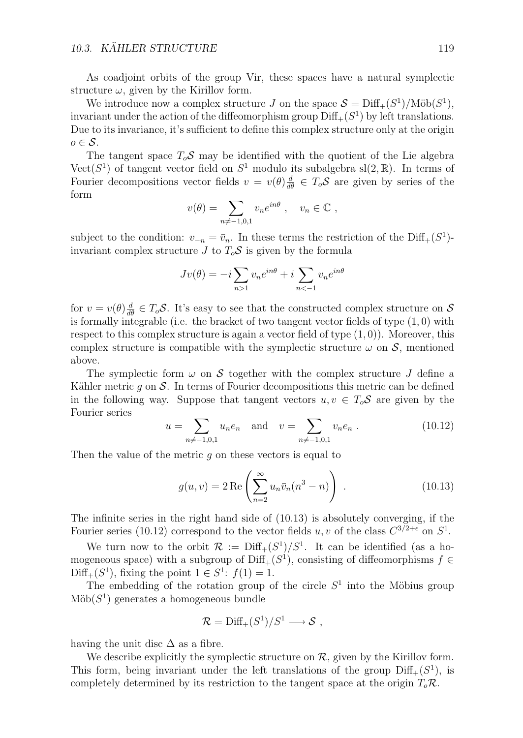As coadjoint orbits of the group Vir, these spaces have a natural symplectic structure $\omega$, given by the Kirillov form.

We introduce now a complex structure $J$ on the space $\mathcal{S} = \mathrm{Diff}_+(S^1)/\mathrm{Möb}(S^1)$, invariant under the action of the diffeomorphism group $\mathrm{Diff}_+(S^1)$ by left translations. Due to its invariance, it's sufficient to define this complex structure only at the origin $o \in \mathcal{S}$.

The tangent space $T_o\mathcal{S}$ may be identified with the quotient of the Lie algebra $\mathrm{Vect}(S^1)$ of tangent vector field on $S^1$ modulo its subalgebra $\mathrm{sl}(2,\mathbb{R})$. In terms of Fourier decompositions vector fields $v = v(\theta)\frac{d}{d\theta} \in T_o\mathcal{S}$ are given by series of the form

$$v(\theta) = \sum_{n \neq -1,0,1} v_n e^{in\theta} , \quad v_n \in \mathbb{C} ,$$

subject to the condition: $v_{-n} = \bar{v}_n$. In these terms the restriction of the $\mathrm{Diff}_+(S^1)$-invariant complex structure $J$ to $T_o\mathcal{S}$ is given by the formula

$$Jv(\theta) = -i \sum_{n>1} v_n e^{in\theta} + i \sum_{n<-1} v_n e^{in\theta}$$

for $v = v(\theta)\frac{d}{d\theta} \in T_o\mathcal{S}$. It's easy to see that the constructed complex structure on $\mathcal{S}$ is formally integrable (i.e. the bracket of two tangent vector fields of type $(1,0)$ with respect to this complex structure is again a vector field of type $(1,0)$). Moreover, this complex structure is compatible with the symplectic structure $\omega$ on $\mathcal{S}$, mentioned above.

The symplectic form $\omega$ on $\mathcal{S}$ together with the complex structure $J$ define a Kähler metric $g$ on $\mathcal{S}$. In terms of Fourier decompositions this metric can be defined in the following way. Suppose that tangent vectors $u, v \in T_o\mathcal{S}$ are given by the Fourier series

$$u = \sum_{n \neq -1,0,1} u_n e_n \quad \text{and} \quad v = \sum_{n \neq -1,0,1} v_n e_n . \tag{10.12}$$

Then the value of the metric $g$ on these vectors is equal to

$$g(u,v) = 2\,\mathrm{Re}\left(\sum_{n=2}^{\infty} u_n \bar{v}_n (n^3 - n)\right) . \tag{10.13}$$

The infinite series in the right hand side of (10.13) is absolutely converging, if the Fourier series (10.12) correspond to the vector fields $u, v$ of the class $C^{3/2+\epsilon}$ on $S^1$.

We turn now to the orbit $\mathcal{R} := \mathrm{Diff}_+(S^1)/S^1$. It can be identified (as a homogeneous space) with a subgroup of $\mathrm{Diff}_+(S^1)$, consisting of diffeomorphisms $f \in \mathrm{Diff}_+(S^1)$, fixing the point $1 \in S^1$: $f(1) = 1$.

The embedding of the rotation group of the circle $S^1$ into the Möbius group $\mathrm{Möb}(S^1)$ generates a homogeneous bundle

$$\mathcal{R} = \mathrm{Diff}_+(S^1)/S^1 \longrightarrow \mathcal{S} ,$$

having the unit disc $\Delta$ as a fibre.

We describe explicitly the symplectic structure on $\mathcal{R}$, given by the Kirillov form. This form, being invariant under the left translations of the group $\mathrm{Diff}_+(S^1)$, is completely determined by its restriction to the tangent space at the origin $T_o\mathcal{R}$.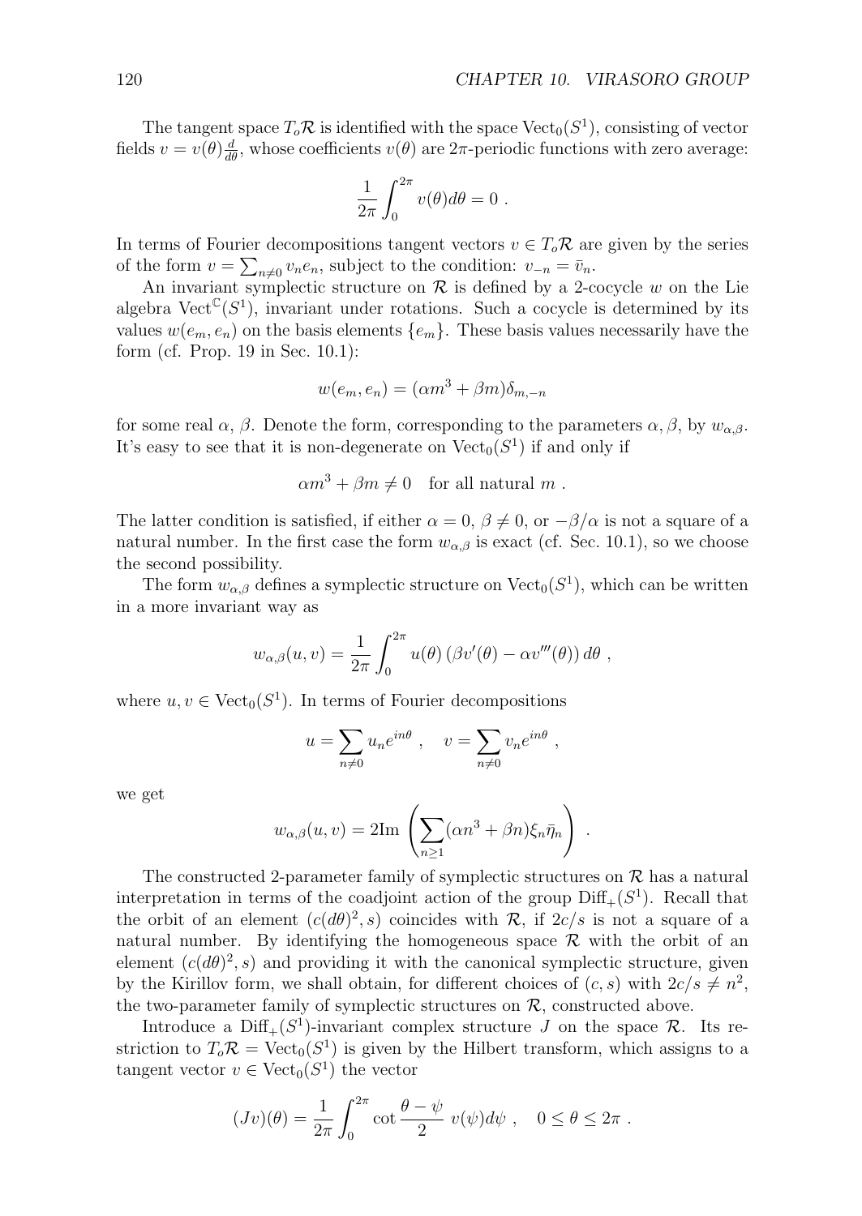The tangent space $T_o\mathcal{R}$ is identified with the space $\text{Vect}_0(S^1)$, consisting of vector fields $v = v(\theta)\frac{d}{d\theta}$, whose coefficients $v(\theta)$ are $2\pi$-periodic functions with zero average:

$$\frac{1}{2\pi}\int_0^{2\pi} v(\theta)d\theta = 0 \ .$$

In terms of Fourier decompositions tangent vectors $v \in T_o\mathcal{R}$ are given by the series of the form $v = \sum_{n\neq 0} v_n e_n$, subject to the condition: $v_{-n} = \bar{v}_n$.

An invariant symplectic structure on $\mathcal{R}$ is defined by a 2-cocycle $w$ on the Lie algebra $\text{Vect}^{\mathbb{C}}(S^1)$, invariant under rotations. Such a cocycle is determined by its values $w(e_m, e_n)$ on the basis elements $\{e_m\}$. These basis values necessarily have the form (cf. Prop. 19 in Sec. 10.1):

$$w(e_m, e_n) = (\alpha m^3 + \beta m)\delta_{m,-n}$$

for some real $\alpha$, $\beta$. Denote the form, corresponding to the parameters $\alpha, \beta$, by $w_{\alpha,\beta}$. It's easy to see that it is non-degenerate on $\text{Vect}_0(S^1)$ if and only if

$$\alpha m^3 + \beta m \neq 0 \quad \text{for all natural } m \ .$$

The latter condition is satisfied, if either $\alpha = 0$, $\beta \neq 0$, or $-\beta/\alpha$ is not a square of a natural number. In the first case the form $w_{\alpha,\beta}$ is exact (cf. Sec. 10.1), so we choose the second possibility.

The form $w_{\alpha,\beta}$ defines a symplectic structure on $\text{Vect}_0(S^1)$, which can be written in a more invariant way as

$$w_{\alpha,\beta}(u, v) = \frac{1}{2\pi}\int_0^{2\pi} u(\theta)\left(\beta v'(\theta) - \alpha v'''(\theta)\right)d\theta \ ,$$

where $u, v \in \text{Vect}_0(S^1)$. In terms of Fourier decompositions

$$u = \sum_{n\neq 0} u_n e^{in\theta} \ , \quad v = \sum_{n\neq 0} v_n e^{in\theta} \ ,$$

we get

$$w_{\alpha,\beta}(u, v) = 2\text{Im}\left(\sum_{n\geq 1}(\alpha n^3 + \beta n)\xi_n\bar{\eta}_n\right) \ .$$

The constructed 2-parameter family of symplectic structures on $\mathcal{R}$ has a natural interpretation in terms of the coadjoint action of the group $\text{Diff}_+(S^1)$. Recall that the orbit of an element $(c(d\theta)^2, s)$ coincides with $\mathcal{R}$, if $2c/s$ is not a square of a natural number. By identifying the homogeneous space $\mathcal{R}$ with the orbit of an element $(c(d\theta)^2, s)$ and providing it with the canonical symplectic structure, given by the Kirillov form, we shall obtain, for different choices of $(c, s)$ with $2c/s \neq n^2$, the two-parameter family of symplectic structures on $\mathcal{R}$, constructed above.

Introduce a $\text{Diff}_+(S^1)$-invariant complex structure $J$ on the space $\mathcal{R}$. Its restriction to $T_o\mathcal{R} = \text{Vect}_0(S^1)$ is given by the Hilbert transform, which assigns to a tangent vector $v \in \text{Vect}_0(S^1)$ the vector

$$(Jv)(\theta) = \frac{1}{2\pi}\int_0^{2\pi} \cot\frac{\theta - \psi}{2}\ v(\psi)d\psi \ , \quad 0 \leq \theta \leq 2\pi \ .$$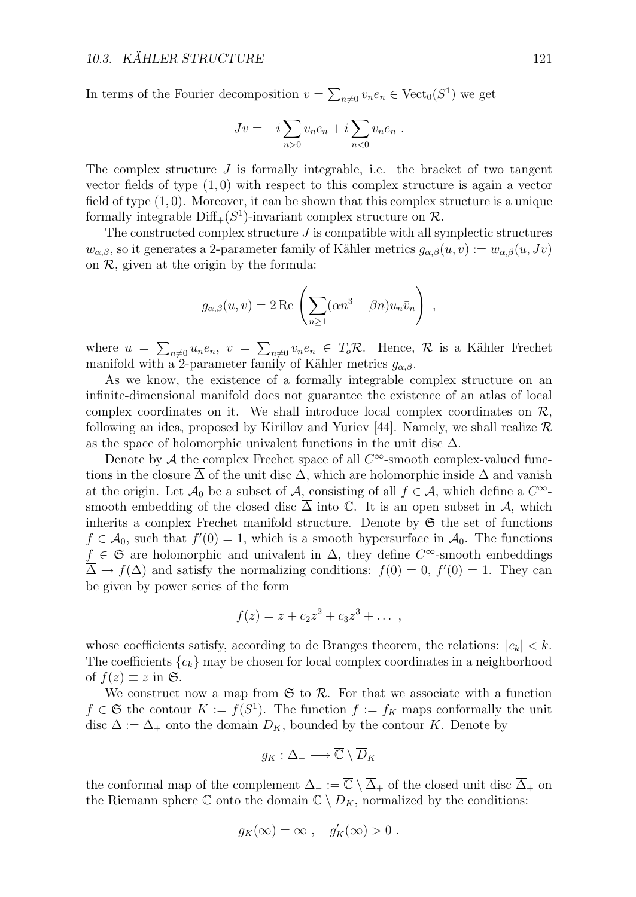In terms of the Fourier decomposition $v = \sum_{n \neq 0} v_n e_n \in \mathrm{Vect}_0(S^1)$ we get

$$Jv = -i \sum_{n>0} v_n e_n + i \sum_{n<0} v_n e_n \ .$$

The complex structure $J$ is formally integrable, i.e. the bracket of two tangent vector fields of type $(1,0)$ with respect to this complex structure is again a vector field of type $(1,0)$. Moreover, it can be shown that this complex structure is a unique formally integrable $\mathrm{Diff}_+(S^1)$-invariant complex structure on $\mathcal{R}$.

The constructed complex structure $J$ is compatible with all symplectic structures $w_{\alpha,\beta}$, so it generates a 2-parameter family of Kähler metrics $g_{\alpha,\beta}(u,v) := w_{\alpha,\beta}(u, Jv)$ on $\mathcal{R}$, given at the origin by the formula:

$$g_{\alpha,\beta}(u,v) = 2\,\mathrm{Re}\left( \sum_{n \geq 1} (\alpha n^3 + \beta n) u_n \bar{v}_n \right) \ ,$$

where $u = \sum_{n \neq 0} u_n e_n$, $v = \sum_{n \neq 0} v_n e_n \in T_o \mathcal{R}$. Hence, $\mathcal{R}$ is a Kähler Frechet manifold with a 2-parameter family of Kähler metrics $g_{\alpha,\beta}$.

As we know, the existence of a formally integrable complex structure on an infinite-dimensional manifold does not guarantee the existence of an atlas of local complex coordinates on it. We shall introduce local complex coordinates on $\mathcal{R}$, following an idea, proposed by Kirillov and Yuriev [44]. Namely, we shall realize $\mathcal{R}$ as the space of holomorphic univalent functions in the unit disc $\Delta$.

Denote by $\mathcal{A}$ the complex Frechet space of all $C^\infty$-smooth complex-valued functions in the closure $\overline{\Delta}$ of the unit disc $\Delta$, which are holomorphic inside $\Delta$ and vanish at the origin. Let $\mathcal{A}_0$ be a subset of $\mathcal{A}$, consisting of all $f \in \mathcal{A}$, which define a $C^\infty$-smooth embedding of the closed disc $\overline{\Delta}$ into $\mathbb{C}$. It is an open subset in $\mathcal{A}$, which inherits a complex Frechet manifold structure. Denote by $\mathfrak{S}$ the set of functions $f \in \mathcal{A}_0$, such that $f'(0) = 1$, which is a smooth hypersurface in $\mathcal{A}_0$. The functions $f \in \mathfrak{S}$ are holomorphic and univalent in $\Delta$, they define $C^\infty$-smooth embeddings $\overline{\Delta} \to \overline{f(\Delta)}$ and satisfy the normalizing conditions: $f(0) = 0$, $f'(0) = 1$. They can be given by power series of the form

$$f(z) = z + c_2 z^2 + c_3 z^3 + \dots \ ,$$

whose coefficients satisfy, according to de Branges theorem, the relations: $|c_k| < k$. The coefficients $\{c_k\}$ may be chosen for local complex coordinates in a neighborhood of $f(z) \equiv z$ in $\mathfrak{S}$.

We construct now a map from $\mathfrak{S}$ to $\mathcal{R}$. For that we associate with a function $f \in \mathfrak{S}$ the contour $K := f(S^1)$. The function $f := f_K$ maps conformally the unit disc $\Delta := \Delta_+$ onto the domain $D_K$, bounded by the contour $K$. Denote by

$$g_K : \Delta_- \longrightarrow \overline{\mathbb{C}} \setminus \overline{D}_K$$

the conformal map of the complement $\Delta_- := \overline{\mathbb{C}} \setminus \overline{\Delta}_+$ of the closed unit disc $\overline{\Delta}_+$ on the Riemann sphere $\overline{\mathbb{C}}$ onto the domain $\overline{\mathbb{C}} \setminus \overline{D}_K$, normalized by the conditions:

$$g_K(\infty) = \infty \ , \quad g_K'(\infty) > 0 \ .$$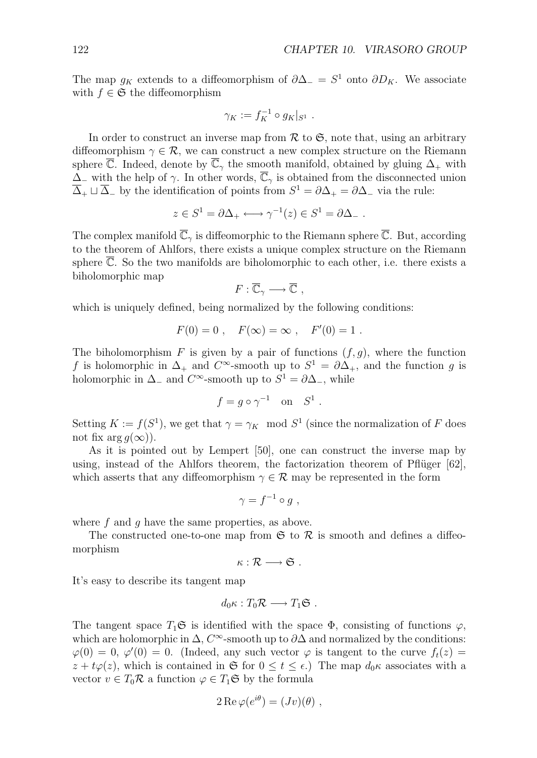The map $g_K$ extends to a diffeomorphism of $\partial\Delta_- = S^1$ onto $\partial D_K$. We associate with $f \in \mathfrak{S}$ the diffeomorphism

$$\gamma_K := f_K^{-1} \circ g_K|_{S^1} \ .$$

In order to construct an inverse map from $\mathcal{R}$ to $\mathfrak{S}$, note that, using an arbitrary diffeomorphism $\gamma \in \mathcal{R}$, we can construct a new complex structure on the Riemann sphere $\overline{\mathbb{C}}$. Indeed, denote by $\overline{\mathbb{C}}_\gamma$ the smooth manifold, obtained by gluing $\Delta_+$ with $\Delta_-$ with the help of $\gamma$. In other words, $\overline{\mathbb{C}}_\gamma$ is obtained from the disconnected union $\overline{\Delta}_+ \sqcup \overline{\Delta}_-$ by the identification of points from $S^1 = \partial\Delta_+ = \partial\Delta_-$ via the rule:

$$z \in S^1 = \partial\Delta_+ \longleftrightarrow \gamma^{-1}(z) \in S^1 = \partial\Delta_- \ .$$

The complex manifold $\overline{\mathbb{C}}_\gamma$ is diffeomorphic to the Riemann sphere $\overline{\mathbb{C}}$. But, according to the theorem of Ahlfors, there exists a unique complex structure on the Riemann sphere $\overline{\mathbb{C}}$. So the two manifolds are biholomorphic to each other, i.e. there exists a biholomorphic map

$$F : \overline{\mathbb{C}}_\gamma \longrightarrow \overline{\mathbb{C}} \ ,$$

which is uniquely defined, being normalized by the following conditions:

$$F(0) = 0 \ , \quad F(\infty) = \infty \ , \quad F'(0) = 1 \ .$$

The biholomorphism $F$ is given by a pair of functions $(f, g)$, where the function $f$ is holomorphic in $\Delta_+$ and $C^\infty$-smooth up to $S^1 = \partial\Delta_+$, and the function $g$ is holomorphic in $\Delta_-$ and $C^\infty$-smooth up to $S^1 = \partial\Delta_-$, while

$$f = g \circ \gamma^{-1} \quad \text{on} \quad S^1 \ .$$

Setting $K := f(S^1)$, we get that $\gamma = \gamma_K \mod S^1$ (since the normalization of $F$ does not fix $\arg g(\infty)$).

As it is pointed out by Lempert [50], one can construct the inverse map by using, instead of the Ahlfors theorem, the factorization theorem of Pflüger [62], which asserts that any diffeomorphism $\gamma \in \mathcal{R}$ may be represented in the form

$$\gamma = f^{-1} \circ g \ ,$$

where $f$ and $g$ have the same properties, as above.

The constructed one-to-one map from $\mathfrak{S}$ to $\mathcal{R}$ is smooth and defines a diffeomorphism

$$\kappa : \mathcal{R} \longrightarrow \mathfrak{S} \ .$$

It's easy to describe its tangent map

$$d_0\kappa : T_0\mathcal{R} \longrightarrow T_1\mathfrak{S} \ .$$

The tangent space $T_1\mathfrak{S}$ is identified with the space $\Phi$, consisting of functions $\varphi$, which are holomorphic in $\Delta$, $C^\infty$-smooth up to $\partial\Delta$ and normalized by the conditions: $\varphi(0) = 0$, $\varphi'(0) = 0$. (Indeed, any such vector $\varphi$ is tangent to the curve $f_t(z) = z + t\varphi(z)$, which is contained in $\mathfrak{S}$ for $0 \le t \le \epsilon$.) The map $d_0\kappa$ associates with a vector $v \in T_0\mathcal{R}$ a function $\varphi \in T_1\mathfrak{S}$ by the formula

$$2 \operatorname{Re} \varphi(e^{i\theta}) = (Jv)(\theta) \ ,$$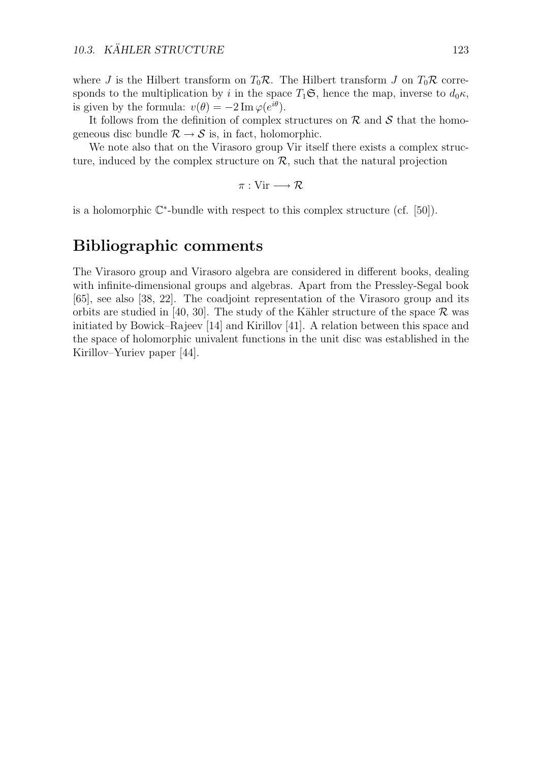where $J$ is the Hilbert transform on $T_0\mathcal{R}$. The Hilbert transform $J$ on $T_0\mathcal{R}$ corresponds to the multiplication by $i$ in the space $T_1\mathfrak{S}$, hence the map, inverse to $d_0\kappa$, is given by the formula: $v(\theta) = -2\,\mathrm{Im}\,\varphi(e^{i\theta})$.

It follows from the definition of complex structures on $\mathcal{R}$ and $\mathcal{S}$ that the homogeneous disc bundle $\mathcal{R} \to \mathcal{S}$ is, in fact, holomorphic.

We note also that on the Virasoro group Vir itself there exists a complex structure, induced by the complex structure on $\mathcal{R}$, such that the natural projection

$$\pi : \mathrm{Vir} \longrightarrow \mathcal{R}$$

is a holomorphic $\mathbb{C}^*$-bundle with respect to this complex structure (cf. [50]).

## Bibliographic comments

The Virasoro group and Virasoro algebra are considered in different books, dealing with infinite-dimensional groups and algebras. Apart from the Pressley-Segal book [65], see also [38, 22]. The coadjoint representation of the Virasoro group and its orbits are studied in [40, 30]. The study of the Kähler structure of the space $\mathcal{R}$ was initiated by Bowick–Rajeev [14] and Kirillov [41]. A relation between this space and the space of holomorphic univalent functions in the unit disc was established in the Kirillov–Yuriev paper [44].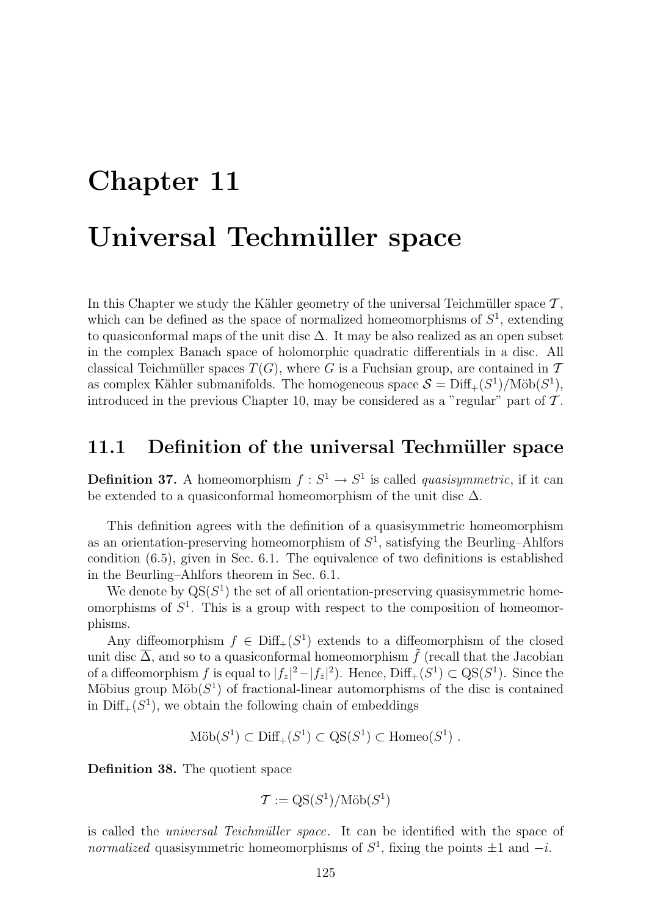# Chapter 11

# Universal Techmüller space

In this Chapter we study the Kähler geometry of the universal Teichmüller space $\mathcal{T}$, which can be defined as the space of normalized homeomorphisms of $S^1$, extending to quasiconformal maps of the unit disc $\Delta$. It may be also realized as an open subset in the complex Banach space of holomorphic quadratic differentials in a disc. All classical Teichmüller spaces $T(G)$, where $G$ is a Fuchsian group, are contained in $\mathcal{T}$ as complex Kähler submanifolds. The homogeneous space $\mathcal{S} = \mathrm{Diff}_+(S^1)/\mathrm{Möb}(S^1)$, introduced in the previous Chapter 10, may be considered as a "regular" part of $\mathcal{T}$.

## 11.1 Definition of the universal Techmüller space

**Definition 37.** A homeomorphism $f : S^1 \to S^1$ is called *quasisymmetric*, if it can be extended to a quasiconformal homeomorphism of the unit disc $\Delta$.

This definition agrees with the definition of a quasisymmetric homeomorphism as an orientation-preserving homeomorphism of $S^1$, satisfying the Beurling–Ahlfors condition (6.5), given in Sec. 6.1. The equivalence of two definitions is established in the Beurling–Ahlfors theorem in Sec. 6.1.

We denote by $\mathrm{QS}(S^1)$ the set of all orientation-preserving quasisymmetric homeomorphisms of $S^1$. This is a group with respect to the composition of homeomorphisms.

Any diffeomorphism $f \in \mathrm{Diff}_+(S^1)$ extends to a diffeomorphism of the closed unit disc $\overline{\Delta}$, and so to a quasiconformal homeomorphism $\tilde{f}$ (recall that the Jacobian of a diffeomorphism $f$ is equal to $|f_z|^2 - |f_{\bar{z}}|^2$). Hence, $\mathrm{Diff}_+(S^1) \subset \mathrm{QS}(S^1)$. Since the Möbius group $\mathrm{Möb}(S^1)$ of fractional-linear automorphisms of the disc is contained in $\mathrm{Diff}_+(S^1)$, we obtain the following chain of embeddings

$$\mathrm{Möb}(S^1) \subset \mathrm{Diff}_+(S^1) \subset \mathrm{QS}(S^1) \subset \mathrm{Homeo}(S^1) \ .$$

**Definition 38.** The quotient space

$$\mathcal{T} := \mathrm{QS}(S^1)/\mathrm{Möb}(S^1)$$

is called the *universal Teichmüller space*. It can be identified with the space of *normalized* quasisymmetric homeomorphisms of $S^1$, fixing the points $\pm 1$ and $-i$.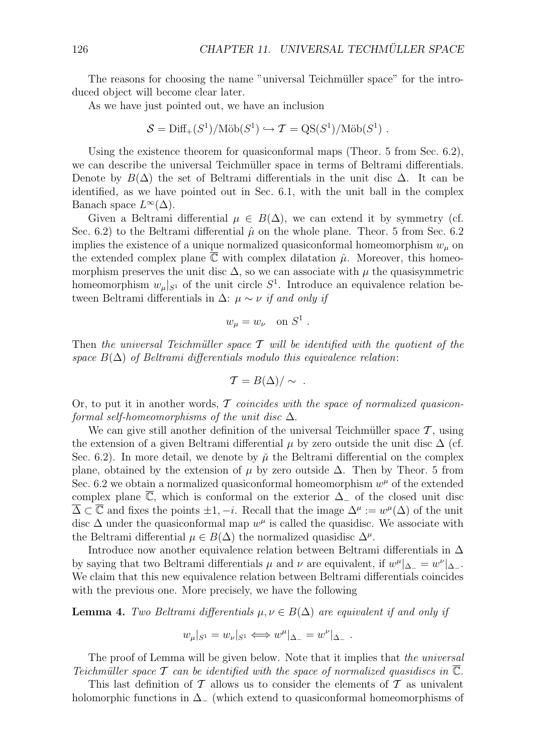The reasons for choosing the name "universal Teichmüller space" for the introduced object will become clear later.

As we have just pointed out, we have an inclusion

$$\mathcal{S} = \mathrm{Diff}_+(S^1)/\mathrm{Möb}(S^1) \hookrightarrow \mathcal{T} = \mathrm{QS}(S^1)/\mathrm{Möb}(S^1) \ .$$

Using the existence theorem for quasiconformal maps (Theor. 5 from Sec. 6.2), we can describe the universal Teichmüller space in terms of Beltrami differentials. Denote by $B(\Delta)$ the set of Beltrami differentials in the unit disc $\Delta$. It can be identified, as we have pointed out in Sec. 6.1, with the unit ball in the complex Banach space $L^\infty(\Delta)$.

Given a Beltrami differential $\mu \in B(\Delta)$, we can extend it by symmetry (cf. Sec. 6.2) to the Beltrami differential $\hat{\mu}$ on the whole plane. Theor. 5 from Sec. 6.2 implies the existence of a unique normalized quasiconformal homeomorphism $w_\mu$ on the extended complex plane $\overline{\mathbb{C}}$ with complex dilatation $\hat{\mu}$. Moreover, this homeomorphism preserves the unit disc $\Delta$, so we can associate with $\mu$ the quasisymmetric homeomorphism $w_\mu|_{S^1}$ of the unit circle $S^1$. Introduce an equivalence relation between Beltrami differentials in $\Delta$: *$\mu \sim \nu$ if and only if*

$$w_\mu = w_\nu \quad \text{on } S^1 \ .$$

Then *the universal Teichmüller space $\mathcal{T}$ will be identified with the quotient of the space $B(\Delta)$ of Beltrami differentials modulo this equivalence relation*:

$$\mathcal{T} = B(\Delta)/\sim \ .$$

Or, to put it in another words, *$\mathcal{T}$ coincides with the space of normalized quasiconformal self-homeomorphisms of the unit disc $\Delta$.*

We can give still another definition of the universal Teichmüller space $\mathcal{T}$, using the extension of a given Beltrami differential $\mu$ by zero outside the unit disc $\Delta$ (cf. Sec. 6.2). In more detail, we denote by $\check{\mu}$ the Beltrami differential on the complex plane, obtained by the extension of $\mu$ by zero outside $\Delta$. Then by Theor. 5 from Sec. 6.2 we obtain a normalized quasiconformal homeomorphism $w^\mu$ of the extended complex plane $\overline{\mathbb{C}}$, which is conformal on the exterior $\Delta_-$ of the closed unit disc $\overline{\Delta} \subset \overline{\mathbb{C}}$ and fixes the points $\pm 1, -i$. Recall that the image $\Delta^\mu := w^\mu(\Delta)$ of the unit disc $\Delta$ under the quasiconformal map $w^\mu$ is called the quasidisc. We associate with the Beltrami differential $\mu \in B(\Delta)$ the normalized quasidisc $\Delta^\mu$.

Introduce now another equivalence relation between Beltrami differentials in $\Delta$ by saying that two Beltrami differentials $\mu$ and $\nu$ are equivalent, if $w^\mu|_{\Delta_-} = w^\nu|_{\Delta_-}$. We claim that this new equivalence relation between Beltrami differentials coincides with the previous one. More precisely, we have the following

**Lemma 4.** *Two Beltrami differentials $\mu, \nu \in B(\Delta)$ are equivalent if and only if*

$$w_\mu|_{S^1} = w_\nu|_{S^1} \Longleftrightarrow w^\mu|_{\Delta_-} = w^\nu|_{\Delta_-} \ .$$

The proof of Lemma will be given below. Note that it implies that *the universal Teichmüller space $\mathcal{T}$ can be identified with the space of normalized quasidiscs in $\overline{\mathbb{C}}$.*

This last definition of $\mathcal{T}$ allows us to consider the elements of $\mathcal{T}$ as univalent holomorphic functions in $\Delta_-$ (which extend to quasiconformal homeomorphisms of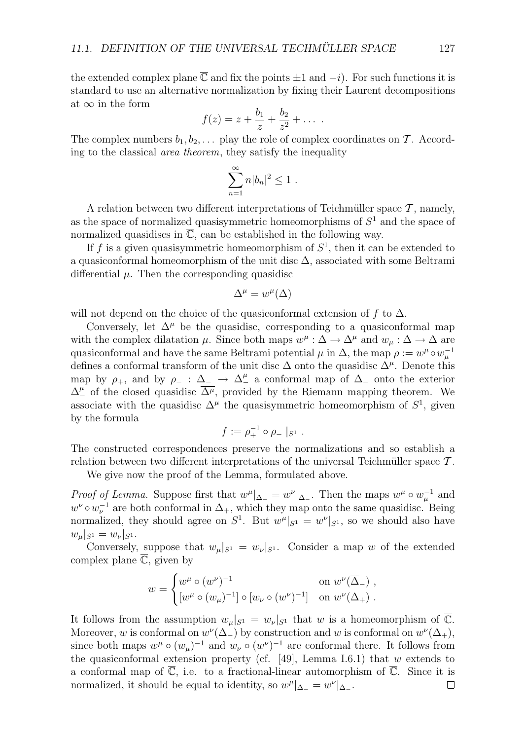the extended complex plane $\overline{\mathbb{C}}$ and fix the points $\pm 1$ and $-i$). For such functions it is standard to use an alternative normalization by fixing their Laurent decompositions at $\infty$ in the form

$$f(z) = z + \frac{b_1}{z} + \frac{b_2}{z^2} + \dots \ .$$

The complex numbers $b_1, b_2, \dots$ play the role of complex coordinates on $\mathcal{T}$. According to the classical *area theorem*, they satisfy the inequality

$$\sum_{n=1}^{\infty} n|b_n|^2 \leq 1 \ .$$

A relation between two different interpretations of Teichmüller space $\mathcal{T}$, namely, as the space of normalized quasisymmetric homeomorphisms of $S^1$ and the space of normalized quasidiscs in $\overline{\mathbb{C}}$, can be established in the following way.

If $f$ is a given quasisymmetric homeomorphism of $S^1$, then it can be extended to a quasiconformal homeomorphism of the unit disc $\Delta$, associated with some Beltrami differential $\mu$. Then the corresponding quasidisc

$$\Delta^\mu = w^\mu(\Delta)$$

will not depend on the choice of the quasiconformal extension of $f$ to $\Delta$.

Conversely, let $\Delta^\mu$ be the quasidisc, corresponding to a quasiconformal map with the complex dilatation $\mu$. Since both maps $w^\mu : \Delta \to \Delta^\mu$ and $w_\mu : \Delta \to \Delta$ are quasiconformal and have the same Beltrami potential $\mu$ in $\Delta$, the map $\rho := w^\mu \circ w_\mu^{-1}$ defines a conformal transform of the unit disc $\Delta$ onto the quasidisc $\Delta^\mu$. Denote this map by $\rho_+$, and by $\rho_- : \Delta_- \to \Delta_-^\mu$ a conformal map of $\Delta_-$ onto the exterior $\Delta_-^\mu$ of the closed quasidisc $\overline{\Delta^\mu}$, provided by the Riemann mapping theorem. We associate with the quasidisc $\Delta^\mu$ the quasisymmetric homeomorphism of $S^1$, given by the formula

$$f := \rho_+^{-1} \circ \rho_- \,|_{S^1} \ .$$

The constructed correspondences preserve the normalizations and so establish a relation between two different interpretations of the universal Teichmüller space $\mathcal{T}$.

We give now the proof of the Lemma, formulated above.

*Proof of Lemma.* Suppose first that $w^\mu|_{\Delta_-} = w^\nu|_{\Delta_-}$. Then the maps $w^\mu \circ w_\mu^{-1}$ and $w^\nu \circ w_\nu^{-1}$ are both conformal in $\Delta_+$, which they map onto the same quasidisc. Being normalized, they should agree on $S^1$. But $w^\mu|_{S^1} = w^\nu|_{S^1}$, so we should also have $w_\mu|_{S^1} = w_\nu|_{S^1}$.

Conversely, suppose that $w_\mu|_{S^1} = w_\nu|_{S^1}$. Consider a map $w$ of the extended complex plane $\overline{\mathbb{C}}$, given by

$$w = \begin{cases} w^\mu \circ (w^\nu)^{-1} & \text{on } w^\nu(\overline{\Delta}_-) \ , \\ [w^\mu \circ (w_\mu)^{-1}] \circ [w_\nu \circ (w^\nu)^{-1}] & \text{on } w^\nu(\Delta_+) \ . \end{cases}$$

It follows from the assumption $w_\mu|_{S^1} = w_\nu|_{S^1}$ that $w$ is a homeomorphism of $\overline{\mathbb{C}}$. Moreover, $w$ is conformal on $w^\nu(\Delta_-)$ by construction and $w$ is conformal on $w^\nu(\Delta_+)$, since both maps $w^\mu \circ (w_\mu)^{-1}$ and $w_\nu \circ (w^\nu)^{-1}$ are conformal there. It follows from the quasiconformal extension property (cf. [49], Lemma I.6.1) that $w$ extends to a conformal map of $\overline{\mathbb{C}}$, i.e. to a fractional-linear automorphism of $\overline{\mathbb{C}}$. Since it is normalized, it should be equal to identity, so $w^\mu|_{\Delta_-} = w^\nu|_{\Delta_-}$. □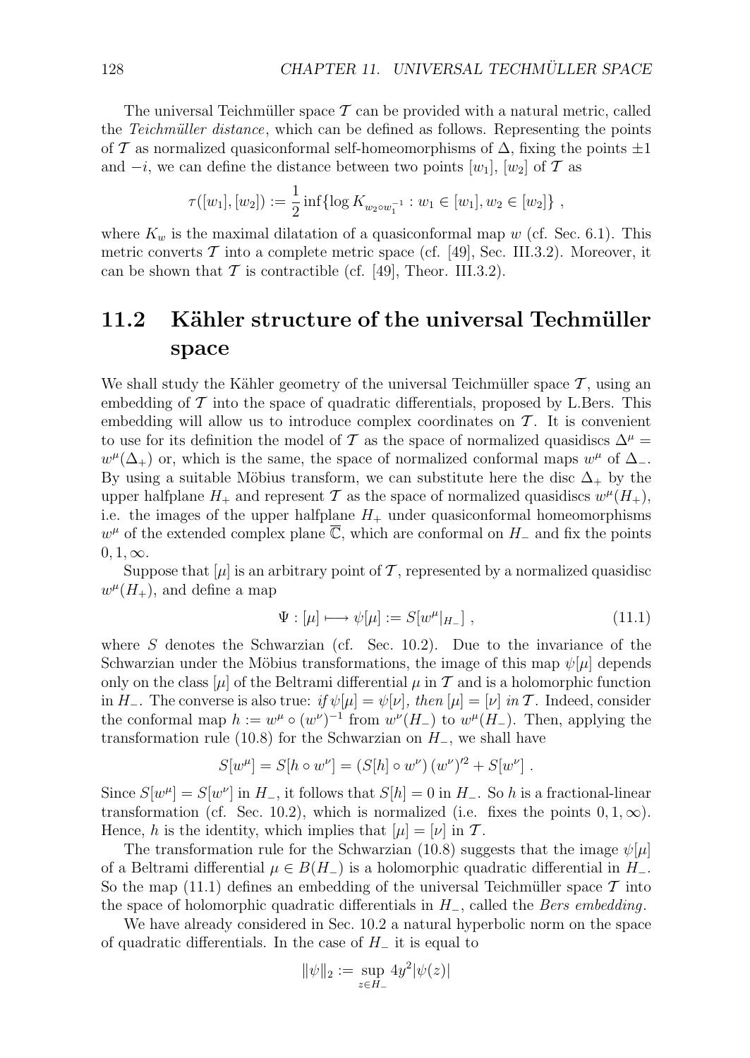The universal Teichmüller space $\mathcal{T}$ can be provided with a natural metric, called the *Teichmüller distance*, which can be defined as follows. Representing the points of $\mathcal{T}$ as normalized quasiconformal self-homeomorphisms of $\Delta$, fixing the points $\pm 1$ and $-i$, we can define the distance between two points $[w_1]$, $[w_2]$ of $\mathcal{T}$ as

$$\tau([w_1],[w_2]) := \frac{1}{2}\inf\{\log K_{w_2 \circ w_1^{-1}} : w_1 \in [w_1], w_2 \in [w_2]\} \ ,$$

where $K_w$ is the maximal dilatation of a quasiconformal map $w$ (cf. Sec. 6.1). This metric converts $\mathcal{T}$ into a complete metric space (cf. [49], Sec. III.3.2). Moreover, it can be shown that $\mathcal{T}$ is contractible (cf. [49], Theor. III.3.2).

## 11.2 Kähler structure of the universal Techmüller space

We shall study the Kähler geometry of the universal Teichmüller space $\mathcal{T}$, using an embedding of $\mathcal{T}$ into the space of quadratic differentials, proposed by L.Bers. This embedding will allow us to introduce complex coordinates on $\mathcal{T}$. It is convenient to use for its definition the model of $\mathcal{T}$ as the space of normalized quasidiscs $\Delta^\mu = w^\mu(\Delta_+)$ or, which is the same, the space of normalized conformal maps $w^\mu$ of $\Delta_-$. By using a suitable Möbius transform, we can substitute here the disc $\Delta_+$ by the upper halfplane $H_+$ and represent $\mathcal{T}$ as the space of normalized quasidiscs $w^\mu(H_+)$, i.e. the images of the upper halfplane $H_+$ under quasiconformal homeomorphisms $w^\mu$ of the extended complex plane $\overline{\mathbb{C}}$, which are conformal on $H_-$ and fix the points $0, 1, \infty$.

Suppose that $[\mu]$ is an arbitrary point of $\mathcal{T}$, represented by a normalized quasidisc $w^\mu(H_+)$, and define a map

$$\Psi : [\mu] \longmapsto \psi[\mu] := S[w^\mu|_{H_-}] \ , \tag{11.1}$$

where $S$ denotes the Schwarzian (cf. Sec. 10.2). Due to the invariance of the Schwarzian under the Möbius transformations, the image of this map $\psi[\mu]$ depends only on the class $[\mu]$ of the Beltrami differential $\mu$ in $\mathcal{T}$ and is a holomorphic function in $H_-$. The converse is also true: *if* $\psi[\mu] = \psi[\nu]$, *then* $[\mu] = [\nu]$ *in* $\mathcal{T}$. Indeed, consider the conformal map $h := w^\mu \circ (w^\nu)^{-1}$ from $w^\nu(H_-)$ to $w^\mu(H_-)$. Then, applying the transformation rule (10.8) for the Schwarzian on $H_-$, we shall have

$$S[w^\mu] = S[h \circ w^\nu] = (S[h] \circ w^\nu)\,(w^\nu)'^2 + S[w^\nu] \ .$$

Since $S[w^\mu] = S[w^\nu]$ in $H_-$, it follows that $S[h] = 0$ in $H_-$. So $h$ is a fractional-linear transformation (cf. Sec. 10.2), which is normalized (i.e. fixes the points $0, 1, \infty$). Hence, $h$ is the identity, which implies that $[\mu] = [\nu]$ in $\mathcal{T}$.

The transformation rule for the Schwarzian (10.8) suggests that the image $\psi[\mu]$ of a Beltrami differential $\mu \in B(H_-)$ is a holomorphic quadratic differential in $H_-$. So the map (11.1) defines an embedding of the universal Teichmüller space $\mathcal{T}$ into the space of holomorphic quadratic differentials in $H_-$, called the *Bers embedding*.

We have already considered in Sec. 10.2 a natural hyperbolic norm on the space of quadratic differentials. In the case of $H_-$ it is equal to

$$\|\psi\|_2 := \sup_{z \in H_-} 4y^2|\psi(z)|$$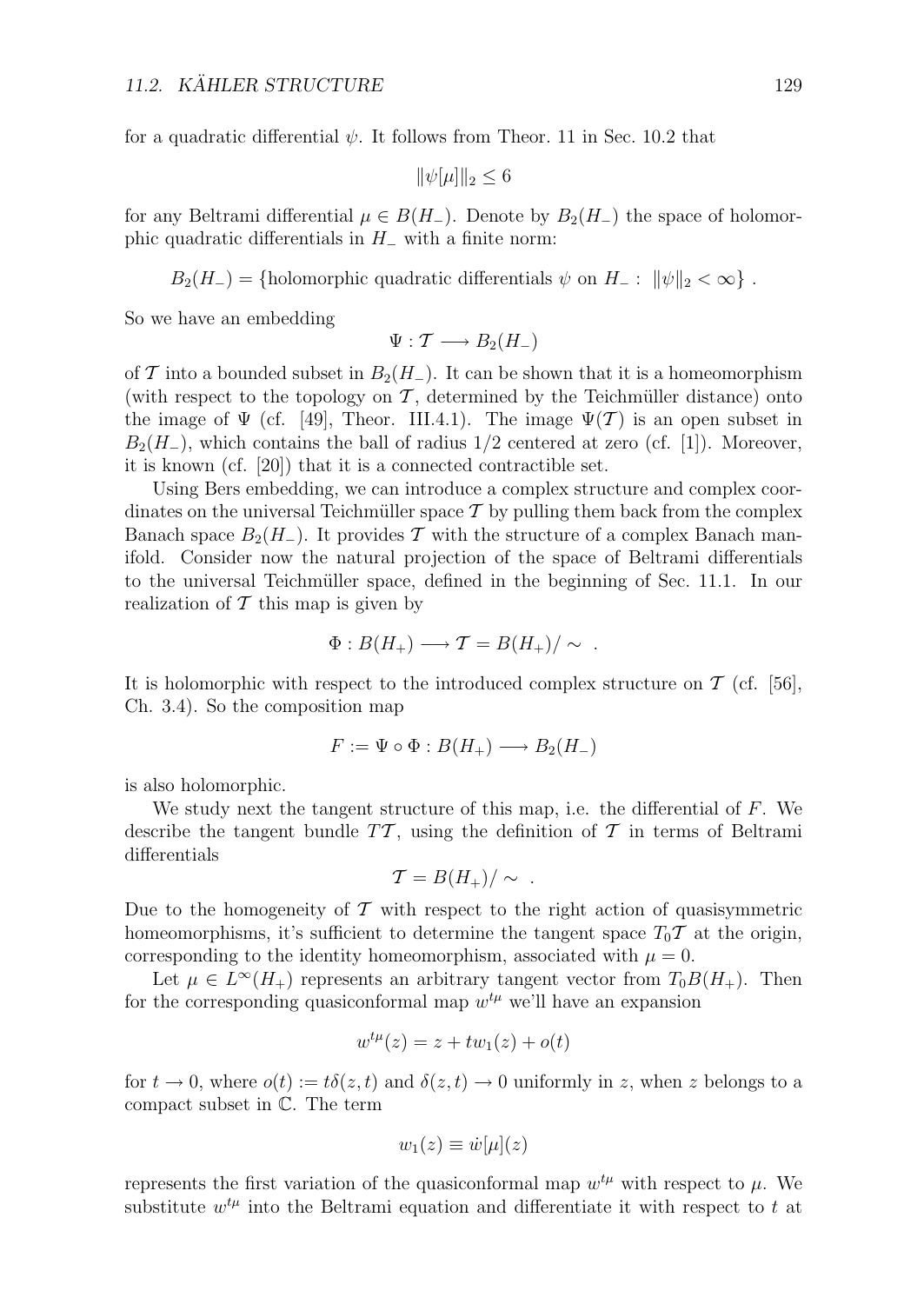for a quadratic differential $\psi$. It follows from Theor. 11 in Sec. 10.2 that

$$\|\psi[\mu]\|_2 \leq 6$$

for any Beltrami differential $\mu \in B(H_-)$. Denote by $B_2(H_-)$ the space of holomorphic quadratic differentials in $H_-$ with a finite norm:

$$B_2(H_-) = \{\text{holomorphic quadratic differentials } \psi \text{ on } H_- : \ \|\psi\|_2 < \infty\} \ .$$

So we have an embedding

$$\Psi : \mathcal{T} \longrightarrow B_2(H_-)$$

of $\mathcal{T}$ into a bounded subset in $B_2(H_-)$. It can be shown that it is a homeomorphism (with respect to the topology on $\mathcal{T}$, determined by the Teichmüller distance) onto the image of $\Psi$ (cf. [49], Theor. III.4.1). The image $\Psi(\mathcal{T})$ is an open subset in $B_2(H_-)$, which contains the ball of radius 1/2 centered at zero (cf. [1]). Moreover, it is known (cf. [20]) that it is a connected contractible set.

Using Bers embedding, we can introduce a complex structure and complex coordinates on the universal Teichmüller space $\mathcal{T}$ by pulling them back from the complex Banach space $B_2(H_-)$. It provides $\mathcal{T}$ with the structure of a complex Banach manifold. Consider now the natural projection of the space of Beltrami differentials to the universal Teichmüller space, defined in the beginning of Sec. 11.1. In our realization of $\mathcal{T}$ this map is given by

$$\Phi : B(H_+) \longrightarrow \mathcal{T} = B(H_+)/\sim \ .$$

It is holomorphic with respect to the introduced complex structure on $\mathcal{T}$ (cf. [56], Ch. 3.4). So the composition map

$$F := \Psi \circ \Phi : B(H_+) \longrightarrow B_2(H_-)$$

is also holomorphic.

We study next the tangent structure of this map, i.e. the differential of $F$. We describe the tangent bundle $T\mathcal{T}$, using the definition of $\mathcal{T}$ in terms of Beltrami differentials

$$\mathcal{T} = B(H_+)/\sim \ .$$

Due to the homogeneity of $\mathcal{T}$ with respect to the right action of quasisymmetric homeomorphisms, it's sufficient to determine the tangent space $T_0\mathcal{T}$ at the origin, corresponding to the identity homeomorphism, associated with $\mu = 0$.

Let $\mu \in L^\infty(H_+)$ represents an arbitrary tangent vector from $T_0B(H_+)$. Then for the corresponding quasiconformal map $w^{t\mu}$ we'll have an expansion

$$w^{t\mu}(z) = z + tw_1(z) + o(t)$$

for $t \to 0$, where $o(t) := t\delta(z,t)$ and $\delta(z,t) \to 0$ uniformly in $z$, when $z$ belongs to a compact subset in $\mathbb{C}$. The term

$$w_1(z) \equiv \dot{w}[\mu](z)$$

represents the first variation of the quasiconformal map $w^{t\mu}$ with respect to $\mu$. We substitute $w^{t\mu}$ into the Beltrami equation and differentiate it with respect to $t$ at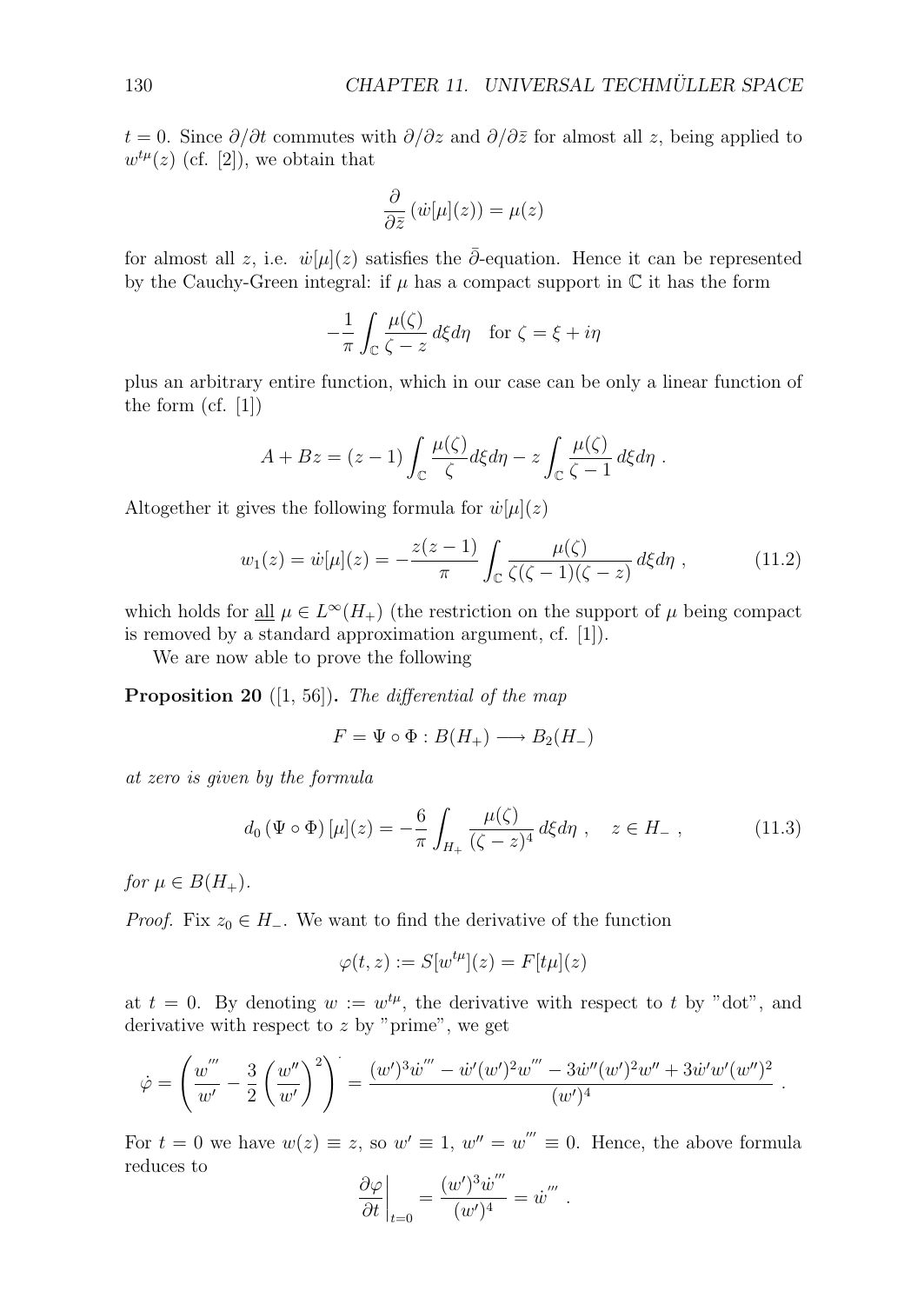$t = 0$. Since $\partial/\partial t$ commutes with $\partial/\partial z$ and $\partial/\partial \bar{z}$ for almost all $z$, being applied to $w^{t\mu}(z)$ (cf. [2]), we obtain that

$$\frac{\partial}{\partial \bar{z}} \left( \dot{w}[\mu](z) \right) = \mu(z)$$

for almost all $z$, i.e. $\dot{w}[\mu](z)$ satisfies the $\bar{\partial}$-equation. Hence it can be represented by the Cauchy-Green integral: if $\mu$ has a compact support in $\mathbb{C}$ it has the form

$$-\frac{1}{\pi} \int_{\mathbb{C}} \frac{\mu(\zeta)}{\zeta - z} \, d\xi d\eta \quad \text{for } \zeta = \xi + i\eta$$

plus an arbitrary entire function, which in our case can be only a linear function of the form (cf. [1])

$$A + Bz = (z-1) \int_{\mathbb{C}} \frac{\mu(\zeta)}{\zeta} d\xi d\eta - z \int_{\mathbb{C}} \frac{\mu(\zeta)}{\zeta - 1} \, d\xi d\eta \ .$$

Altogether it gives the following formula for $\dot{w}[\mu](z)$

$$w_1(z) = \dot{w}[\mu](z) = -\frac{z(z-1)}{\pi} \int_{\mathbb{C}} \frac{\mu(\zeta)}{\zeta(\zeta-1)(\zeta-z)} \, d\xi d\eta \ , \tag{11.2}$$

which holds for <u>all</u> $\mu \in L^\infty(H_+)$ (the restriction on the support of $\mu$ being compact is removed by a standard approximation argument, cf. [1]).

We are now able to prove the following

**Proposition 20** ([1, 56])**.** *The differential of the map*

$$F = \Psi \circ \Phi : B(H_+) \longrightarrow B_2(H_-)$$

*at zero is given by the formula*

$$d_0 \left( \Psi \circ \Phi \right) [\mu](z) = -\frac{6}{\pi} \int_{H_+} \frac{\mu(\zeta)}{(\zeta - z)^4} \, d\xi d\eta \ , \quad z \in H_- \ , \tag{11.3}$$

*for* $\mu \in B(H_+)$.

*Proof.* Fix $z_0 \in H_-$. We want to find the derivative of the function

$$\varphi(t, z) := S[w^{t\mu}](z) = F[t\mu](z)$$

at $t = 0$. By denoting $w := w^{t\mu}$, the derivative with respect to $t$ by "dot", and derivative with respect to $z$ by "prime", we get

$$\dot{\varphi} = \left( \frac{w'''}{w'} - \frac{3}{2} \left( \frac{w''}{w'} \right)^2 \right)^{\cdot} = \frac{(w')^3 \dot{w}''' - \dot{w}'(w')^2 w''' - 3\dot{w}''(w')^2 w'' + 3\dot{w}' w' (w'')^2}{(w')^4} \ .$$

For $t = 0$ we have $w(z) \equiv z$, so $w' \equiv 1$, $w'' = w''' \equiv 0$. Hence, the above formula reduces to

$$\left. \frac{\partial \varphi}{\partial t} \right|_{t=0} = \frac{(w')^3 \dot{w}'''}{(w')^4} = \dot{w}''' \ .$$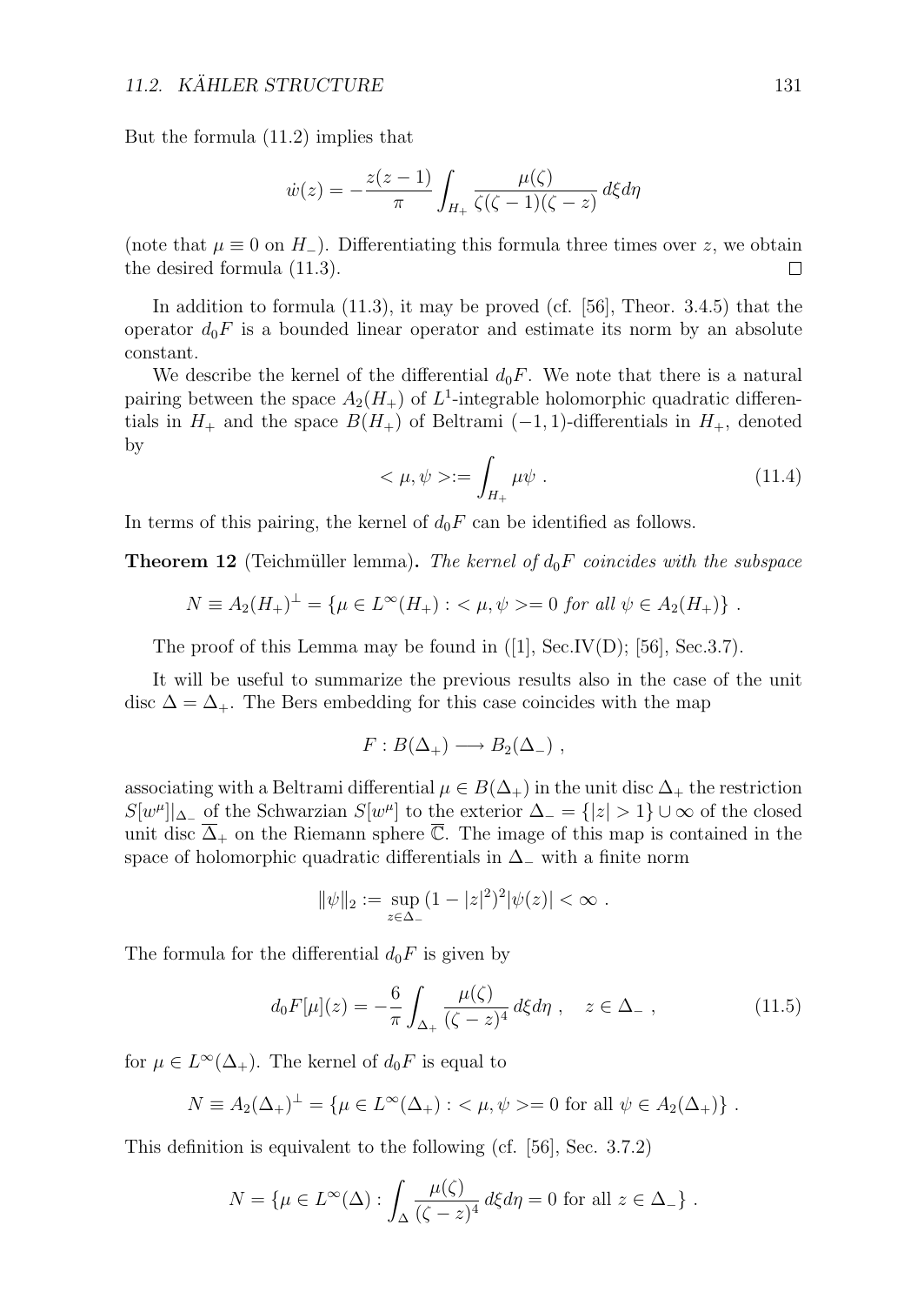But the formula (11.2) implies that

$$\dot{w}(z) = -\frac{z(z-1)}{\pi} \int_{H_+} \frac{\mu(\zeta)}{\zeta(\zeta-1)(\zeta-z)}\, d\xi d\eta$$

(note that $\mu \equiv 0$ on $H_-$). Differentiating this formula three times over $z$, we obtain the desired formula (11.3). □

In addition to formula (11.3), it may be proved (cf. [56], Theor. 3.4.5) that the operator $d_0F$ is a bounded linear operator and estimate its norm by an absolute constant.

We describe the kernel of the differential $d_0F$. We note that there is a natural pairing between the space $A_2(H_+)$ of $L^1$-integrable holomorphic quadratic differentials in $H_+$ and the space $B(H_+)$ of Beltrami $(-1,1)$-differentials in $H_+$, denoted by

$$<\mu, \psi> := \int_{H_+} \mu\psi\ . \tag{11.4}$$

In terms of this pairing, the kernel of $d_0F$ can be identified as follows.

**Theorem 12** (Teichmüller lemma)**.** *The kernel of $d_0F$ coincides with the subspace*

$$N \equiv A_2(H_+)^{\perp} = \{\mu \in L^\infty(H_+) : <\mu, \psi> = 0 \text{ for all } \psi \in A_2(H_+)\}\ .$$

The proof of this Lemma may be found in ([1], Sec.IV(D); [56], Sec.3.7).

It will be useful to summarize the previous results also in the case of the unit disc $\Delta = \Delta_+$. The Bers embedding for this case coincides with the map

$$F : B(\Delta_+) \longrightarrow B_2(\Delta_-)\ ,$$

associating with a Beltrami differential $\mu \in B(\Delta_+)$ in the unit disc $\Delta_+$ the restriction $S[w^\mu]|_{\Delta_-}$ of the Schwarzian $S[w^\mu]$ to the exterior $\Delta_- = \{|z| > 1\} \cup \infty$ of the closed unit disc $\overline{\Delta}_+$ on the Riemann sphere $\overline{\mathbb{C}}$. The image of this map is contained in the space of holomorphic quadratic differentials in $\Delta_-$ with a finite norm

$$\|\psi\|_2 := \sup_{z\in\Delta_-} (1-|z|^2)^2|\psi(z)| < \infty\ .$$

The formula for the differential $d_0F$ is given by

$$d_0F[\mu](z) = -\frac{6}{\pi}\int_{\Delta_+} \frac{\mu(\zeta)}{(\zeta-z)^4}\, d\xi d\eta\ , \quad z \in \Delta_-\ , \tag{11.5}$$

for $\mu \in L^\infty(\Delta_+)$. The kernel of $d_0F$ is equal to

$$N \equiv A_2(\Delta_+)^{\perp} = \{\mu \in L^\infty(\Delta_+) : <\mu, \psi> = 0 \text{ for all } \psi \in A_2(\Delta_+)\}\ .$$

This definition is equivalent to the following (cf. [56], Sec. 3.7.2)

$$N = \{\mu \in L^\infty(\Delta) : \int_{\Delta} \frac{\mu(\zeta)}{(\zeta-z)^4}\, d\xi d\eta = 0 \text{ for all } z \in \Delta_-\}\ .$$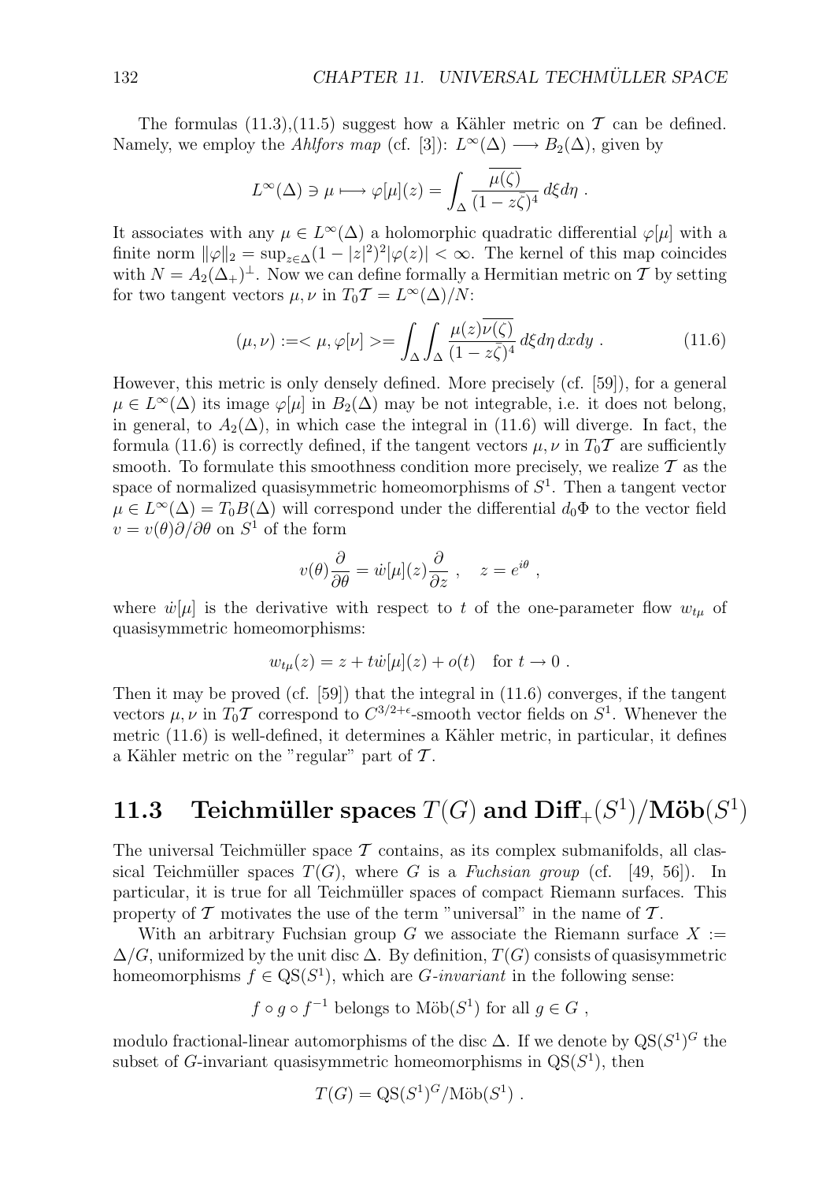The formulas (11.3),(11.5) suggest how a Kähler metric on $\mathcal{T}$ can be defined. Namely, we employ the *Ahlfors map* (cf. [3]): $L^\infty(\Delta) \longrightarrow B_2(\Delta)$, given by

$$L^\infty(\Delta) \ni \mu \longmapsto \varphi[\mu](z) = \int_\Delta \frac{\overline{\mu(\zeta)}}{(1 - z\bar{\zeta})^4}\, d\xi d\eta \ .$$

It associates with any $\mu \in L^\infty(\Delta)$ a holomorphic quadratic differential $\varphi[\mu]$ with a finite norm $\|\varphi\|_2 = \sup_{z\in\Delta}(1-|z|^2)^2|\varphi(z)| < \infty$. The kernel of this map coincides with $N = A_2(\Delta_+)^\perp$. Now we can define formally a Hermitian metric on $\mathcal{T}$ by setting for two tangent vectors $\mu, \nu$ in $T_0\mathcal{T} = L^\infty(\Delta)/N$:

$$(\mu, \nu) := < \mu, \varphi[\nu] > = \int_\Delta \int_\Delta \frac{\mu(z)\overline{\nu(\zeta)}}{(1 - z\bar{\zeta})^4}\, d\xi d\eta\, dx dy \ . \tag{11.6}$$

However, this metric is only densely defined. More precisely (cf. [59]), for a general $\mu \in L^\infty(\Delta)$ its image $\varphi[\mu]$ in $B_2(\Delta)$ may be not integrable, i.e. it does not belong, in general, to $A_2(\Delta)$, in which case the integral in (11.6) will diverge. In fact, the formula (11.6) is correctly defined, if the tangent vectors $\mu, \nu$ in $T_0\mathcal{T}$ are sufficiently smooth. To formulate this smoothness condition more precisely, we realize $\mathcal{T}$ as the space of normalized quasisymmetric homeomorphisms of $S^1$. Then a tangent vector $\mu \in L^\infty(\Delta) = T_0 B(\Delta)$ will correspond under the differential $d_0\Phi$ to the vector field $v = v(\theta)\partial/\partial\theta$ on $S^1$ of the form

$$v(\theta)\frac{\partial}{\partial\theta} = \dot{w}[\mu](z)\frac{\partial}{\partial z} \ , \quad z = e^{i\theta} \ ,$$

where $\dot{w}[\mu]$ is the derivative with respect to $t$ of the one-parameter flow $w_{t\mu}$ of quasisymmetric homeomorphisms:

$$w_{t\mu}(z) = z + t\dot{w}[\mu](z) + o(t) \quad \text{for } t \to 0 \ .$$

Then it may be proved (cf. [59]) that the integral in (11.6) converges, if the tangent vectors $\mu, \nu$ in $T_0\mathcal{T}$ correspond to $C^{3/2+\epsilon}$-smooth vector fields on $S^1$. Whenever the metric (11.6) is well-defined, it determines a Kähler metric, in particular, it defines a Kähler metric on the "regular" part of $\mathcal{T}$.

## 11.3 Teichmüller spaces $T(G)$ and $\mathbf{Diff}_+(S^1)/\mathbf{M\ddot{o}b}(S^1)$

The universal Teichmüller space $\mathcal{T}$ contains, as its complex submanifolds, all classical Teichmüller spaces $T(G)$, where $G$ is a *Fuchsian group* (cf. [49, 56]). In particular, it is true for all Teichmüller spaces of compact Riemann surfaces. This property of $\mathcal{T}$ motivates the use of the term "universal" in the name of $\mathcal{T}$.

With an arbitrary Fuchsian group $G$ we associate the Riemann surface $X := \Delta/G$, uniformized by the unit disc $\Delta$. By definition, $T(G)$ consists of quasisymmetric homeomorphisms $f \in \text{QS}(S^1)$, which are *G-invariant* in the following sense:

$$f \circ g \circ f^{-1} \text{ belongs to } \text{Möb}(S^1) \text{ for all } g \in G \ ,$$

modulo fractional-linear automorphisms of the disc $\Delta$. If we denote by $\text{QS}(S^1)^G$ the subset of $G$-invariant quasisymmetric homeomorphisms in $\text{QS}(S^1)$, then

$$T(G) = \text{QS}(S^1)^G/\text{Möb}(S^1) \ .$$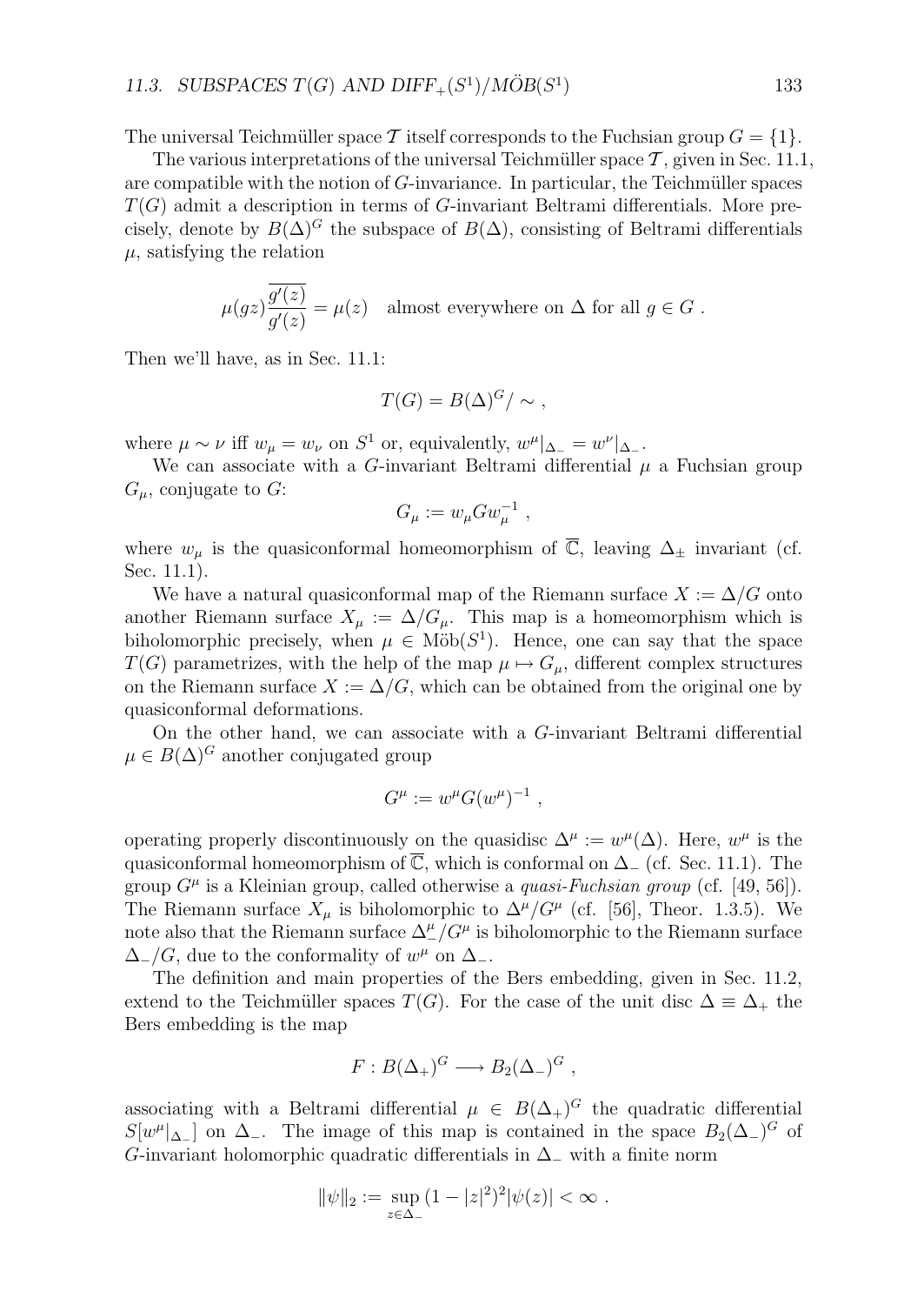The universal Teichmüller space $\mathcal{T}$ itself corresponds to the Fuchsian group $G = \{1\}$.

The various interpretations of the universal Teichmüller space $\mathcal{T}$, given in Sec. 11.1, are compatible with the notion of $G$-invariance. In particular, the Teichmüller spaces $T(G)$ admit a description in terms of $G$-invariant Beltrami differentials. More precisely, denote by $B(\Delta)^G$ the subspace of $B(\Delta)$, consisting of Beltrami differentials $\mu$, satisfying the relation

$$\mu(gz)\frac{\overline{g'(z)}}{g'(z)} = \mu(z) \quad \text{almost everywhere on } \Delta \text{ for all } g \in G \ .$$

Then we'll have, as in Sec. 11.1:

$$T(G) = B(\Delta)^G / \sim \ ,$$

where $\mu \sim \nu$ iff $w_\mu = w_\nu$ on $S^1$ or, equivalently, $w^\mu|_{\Delta_-} = w^\nu|_{\Delta_-}$.

We can associate with a $G$-invariant Beltrami differential $\mu$ a Fuchsian group $G_\mu$, conjugate to $G$:

$$G_\mu := w_\mu G w_\mu^{-1} \ ,$$

where $w_\mu$ is the quasiconformal homeomorphism of $\overline{\mathbb{C}}$, leaving $\Delta_\pm$ invariant (cf. Sec. 11.1).

We have a natural quasiconformal map of the Riemann surface $X := \Delta/G$ onto another Riemann surface $X_\mu := \Delta/G_\mu$. This map is a homeomorphism which is biholomorphic precisely, when $\mu \in \text{Möb}(S^1)$. Hence, one can say that the space $T(G)$ parametrizes, with the help of the map $\mu \mapsto G_\mu$, different complex structures on the Riemann surface $X := \Delta/G$, which can be obtained from the original one by quasiconformal deformations.

On the other hand, we can associate with a $G$-invariant Beltrami differential $\mu \in B(\Delta)^G$ another conjugated group

$$G^\mu := w^\mu G (w^\mu)^{-1} \ ,$$

operating properly discontinuously on the quasidisc $\Delta^\mu := w^\mu(\Delta)$. Here, $w^\mu$ is the quasiconformal homeomorphism of $\overline{\mathbb{C}}$, which is conformal on $\Delta_-$ (cf. Sec. 11.1). The group $G^\mu$ is a Kleinian group, called otherwise a *quasi-Fuchsian group* (cf. [49, 56]). The Riemann surface $X_\mu$ is biholomorphic to $\Delta^\mu/G^\mu$ (cf. [56], Theor. 1.3.5). We note also that the Riemann surface $\Delta^\mu_-/G^\mu$ is biholomorphic to the Riemann surface $\Delta_-/G$, due to the conformality of $w^\mu$ on $\Delta_-$.

The definition and main properties of the Bers embedding, given in Sec. 11.2, extend to the Teichmüller spaces $T(G)$. For the case of the unit disc $\Delta \equiv \Delta_+$ the Bers embedding is the map

$$F : B(\Delta_+)^G \longrightarrow B_2(\Delta_-)^G \ ,$$

associating with a Beltrami differential $\mu \in B(\Delta_+)^G$ the quadratic differential $S[w^\mu|_{\Delta_-}]$ on $\Delta_-$. The image of this map is contained in the space $B_2(\Delta_-)^G$ of $G$-invariant holomorphic quadratic differentials in $\Delta_-$ with a finite norm

$$\|\psi\|_2 := \sup_{z \in \Delta_-} (1 - |z|^2)^2 |\psi(z)| < \infty \ .$$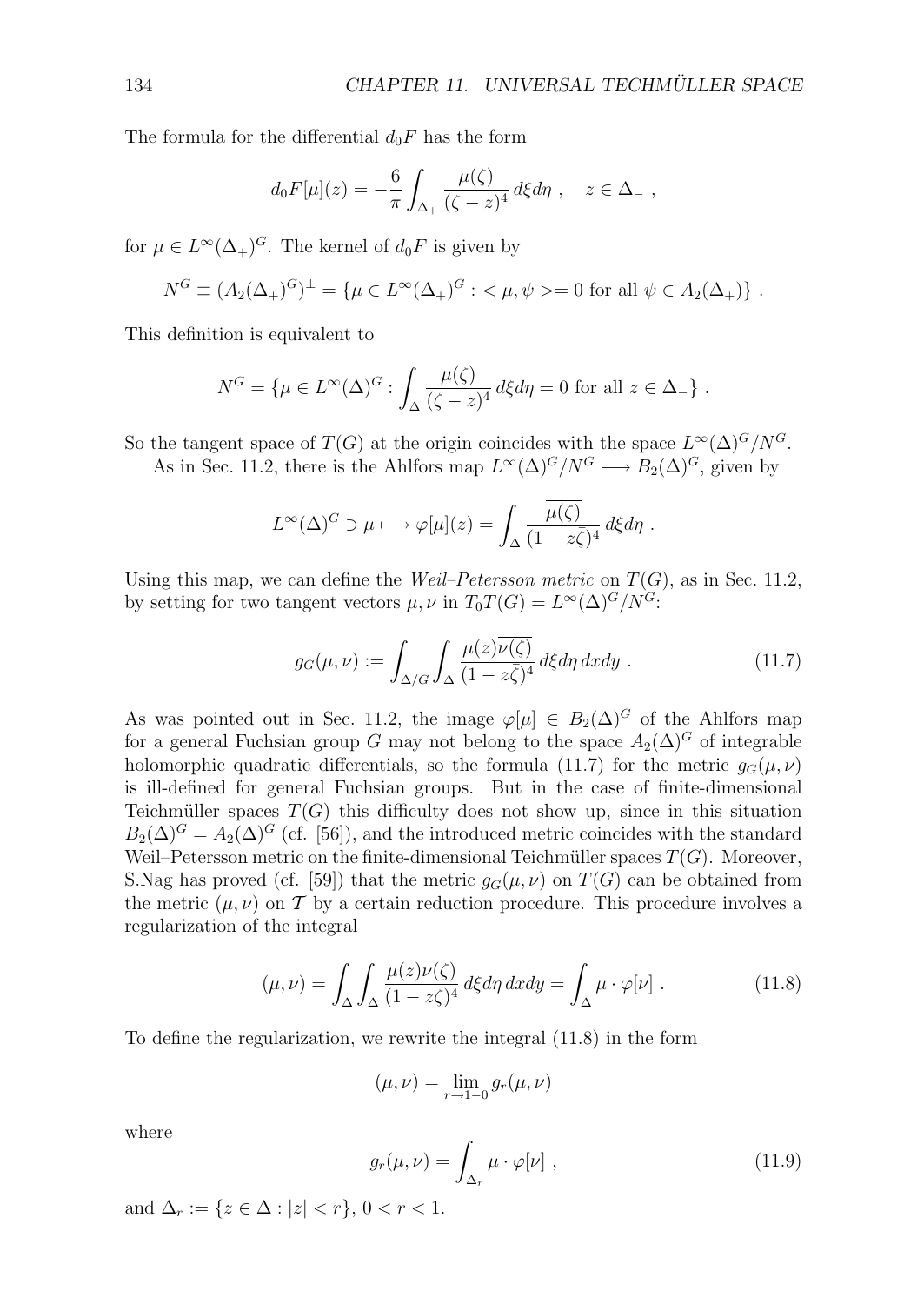The formula for the differential $d_0F$ has the form

$$d_0F[\mu](z) = -\frac{6}{\pi}\int_{\Delta_+} \frac{\mu(\zeta)}{(\zeta - z)^4}\,d\xi d\eta\ , \quad z \in \Delta_-\ ,$$

for $\mu \in L^\infty(\Delta_+)^G$. The kernel of $d_0F$ is given by

$$N^G \equiv (A_2(\Delta_+)^G)^\perp = \{\mu \in L^\infty(\Delta_+)^G : <\mu, \psi>= 0 \text{ for all } \psi \in A_2(\Delta_+)\}\ .$$

This definition is equivalent to

$$N^G = \{\mu \in L^\infty(\Delta)^G : \int_\Delta \frac{\mu(\zeta)}{(\zeta - z)^4}\,d\xi d\eta = 0 \text{ for all } z \in \Delta_-\}\ .$$

So the tangent space of $T(G)$ at the origin coincides with the space $L^\infty(\Delta)^G/N^G$.

As in Sec. 11.2, there is the Ahlfors map $L^\infty(\Delta)^G/N^G \longrightarrow B_2(\Delta)^G$, given by

$$L^\infty(\Delta)^G \ni \mu \longmapsto \varphi[\mu](z) = \int_\Delta \frac{\overline{\mu(\zeta)}}{(1 - z\bar{\zeta})^4}\,d\xi d\eta\ .$$

Using this map, we can define the *Weil–Petersson metric* on $T(G)$, as in Sec. 11.2, by setting for two tangent vectors $\mu, \nu$ in $T_0T(G) = L^\infty(\Delta)^G/N^G$:

$$g_G(\mu, \nu) := \int_{\Delta/G}\int_\Delta \frac{\mu(z)\overline{\nu(\zeta)}}{(1 - z\bar{\zeta})^4}\,d\xi d\eta\,dxdy\ . \tag{11.7}$$

As was pointed out in Sec. 11.2, the image $\varphi[\mu] \in B_2(\Delta)^G$ of the Ahlfors map for a general Fuchsian group $G$ may not belong to the space $A_2(\Delta)^G$ of integrable holomorphic quadratic differentials, so the formula (11.7) for the metric $g_G(\mu, \nu)$ is ill-defined for general Fuchsian groups. But in the case of finite-dimensional Teichmüller spaces $T(G)$ this difficulty does not show up, since in this situation $B_2(\Delta)^G = A_2(\Delta)^G$ (cf. [56]), and the introduced metric coincides with the standard Weil–Petersson metric on the finite-dimensional Teichmüller spaces $T(G)$. Moreover, S.Nag has proved (cf. [59]) that the metric $g_G(\mu, \nu)$ on $T(G)$ can be obtained from the metric $(\mu, \nu)$ on $\mathcal{T}$ by a certain reduction procedure. This procedure involves a regularization of the integral

$$(\mu, \nu) = \int_\Delta\int_\Delta \frac{\mu(z)\overline{\nu(\zeta)}}{(1 - z\bar{\zeta})^4}\,d\xi d\eta\,dxdy = \int_\Delta \mu \cdot \varphi[\nu]\ . \tag{11.8}$$

To define the regularization, we rewrite the integral (11.8) in the form

$$(\mu, \nu) = \lim_{r \to 1-0} g_r(\mu, \nu)$$

where

$$g_r(\mu, \nu) = \int_{\Delta_r} \mu \cdot \varphi[\nu]\ , \tag{11.9}$$

and $\Delta_r := \{z \in \Delta : |z| < r\}$, $0 < r < 1$.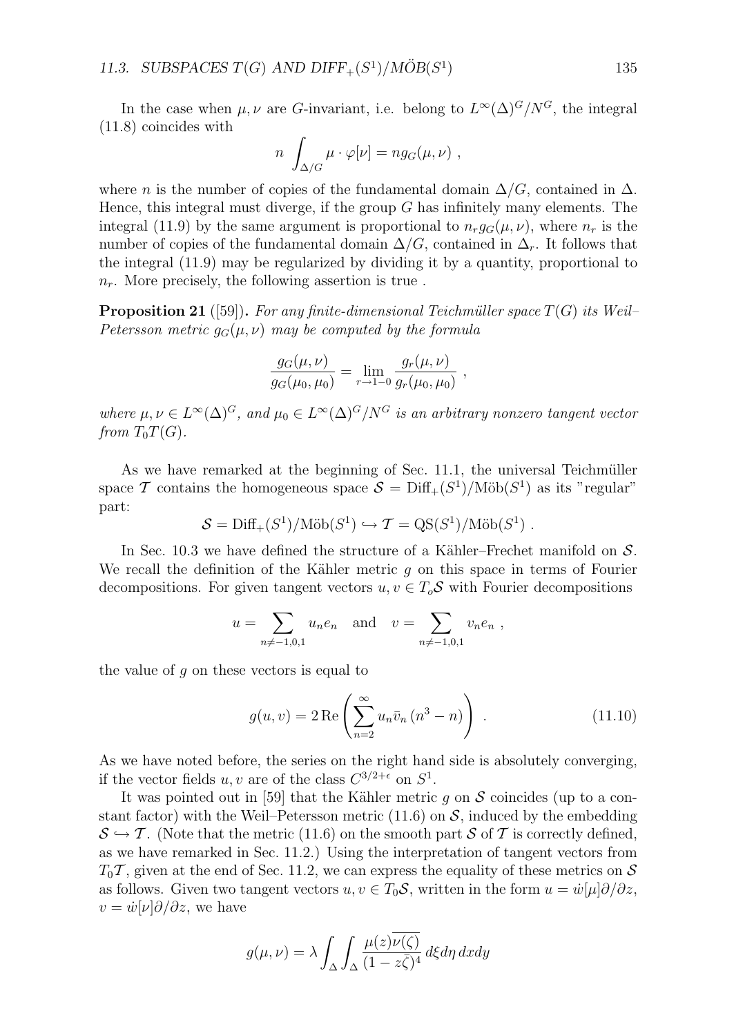In the case when $\mu, \nu$ are $G$-invariant, i.e. belong to $L^\infty(\Delta)^G/N^G$, the integral (11.8) coincides with

$$n \int_{\Delta/G} \mu \cdot \varphi[\nu] = n g_G(\mu, \nu) \ ,$$

where $n$ is the number of copies of the fundamental domain $\Delta/G$, contained in $\Delta$. Hence, this integral must diverge, if the group $G$ has infinitely many elements. The integral (11.9) by the same argument is proportional to $n_r g_G(\mu, \nu)$, where $n_r$ is the number of copies of the fundamental domain $\Delta/G$, contained in $\Delta_r$. It follows that the integral (11.9) may be regularized by dividing it by a quantity, proportional to $n_r$. More precisely, the following assertion is true .

**Proposition 21** ([59]). *For any finite-dimensional Teichmüller space $T(G)$ its Weil–Petersson metric $g_G(\mu, \nu)$ may be computed by the formula*

$$\frac{g_G(\mu, \nu)}{g_G(\mu_0, \mu_0)} = \lim_{r \to 1-0} \frac{g_r(\mu, \nu)}{g_r(\mu_0, \mu_0)} \ ,$$

*where $\mu, \nu \in L^\infty(\Delta)^G$, and $\mu_0 \in L^\infty(\Delta)^G/N^G$ is an arbitrary nonzero tangent vector from $T_0T(G)$.*

As we have remarked at the beginning of Sec. 11.1, the universal Teichmüller space $\mathcal{T}$ contains the homogeneous space $\mathcal{S} = \mathrm{Diff}_+(S^1)/\mathrm{Möb}(S^1)$ as its "regular" part:

$$\mathcal{S} = \mathrm{Diff}_+(S^1)/\mathrm{Möb}(S^1) \hookrightarrow \mathcal{T} = \mathrm{QS}(S^1)/\mathrm{Möb}(S^1) \ .$$

In Sec. 10.3 we have defined the structure of a Kähler–Frechet manifold on $\mathcal{S}$. We recall the definition of the Kähler metric $g$ on this space in terms of Fourier decompositions. For given tangent vectors $u, v \in T_o\mathcal{S}$ with Fourier decompositions

$$u = \sum_{n \neq -1,0,1} u_n e_n \quad \text{and} \quad v = \sum_{n \neq -1,0,1} v_n e_n \ ,$$

the value of $g$ on these vectors is equal to

$$g(u, v) = 2\,\mathrm{Re}\left(\sum_{n=2}^{\infty} u_n \bar{v}_n \,(n^3 - n)\right) \ . \tag{11.10}$$

As we have noted before, the series on the right hand side is absolutely converging, if the vector fields $u, v$ are of the class $C^{3/2+\epsilon}$ on $S^1$.

It was pointed out in [59] that the Kähler metric $g$ on $\mathcal{S}$ coincides (up to a constant factor) with the Weil–Petersson metric (11.6) on $\mathcal{S}$, induced by the embedding $\mathcal{S} \hookrightarrow \mathcal{T}$. (Note that the metric (11.6) on the smooth part $\mathcal{S}$ of $\mathcal{T}$ is correctly defined, as we have remarked in Sec. 11.2.) Using the interpretation of tangent vectors from $T_0\mathcal{T}$, given at the end of Sec. 11.2, we can express the equality of these metrics on $\mathcal{S}$ as follows. Given two tangent vectors $u, v \in T_0\mathcal{S}$, written in the form $u = \dot{w}[\mu]\partial/\partial z$, $v = \dot{w}[\nu]\partial/\partial z$, we have

$$g(\mu, \nu) = \lambda \int_\Delta \int_\Delta \frac{\mu(z)\overline{\nu(\zeta)}}{(1 - z\bar{\zeta})^4}\, d\xi d\eta\, dxdy$$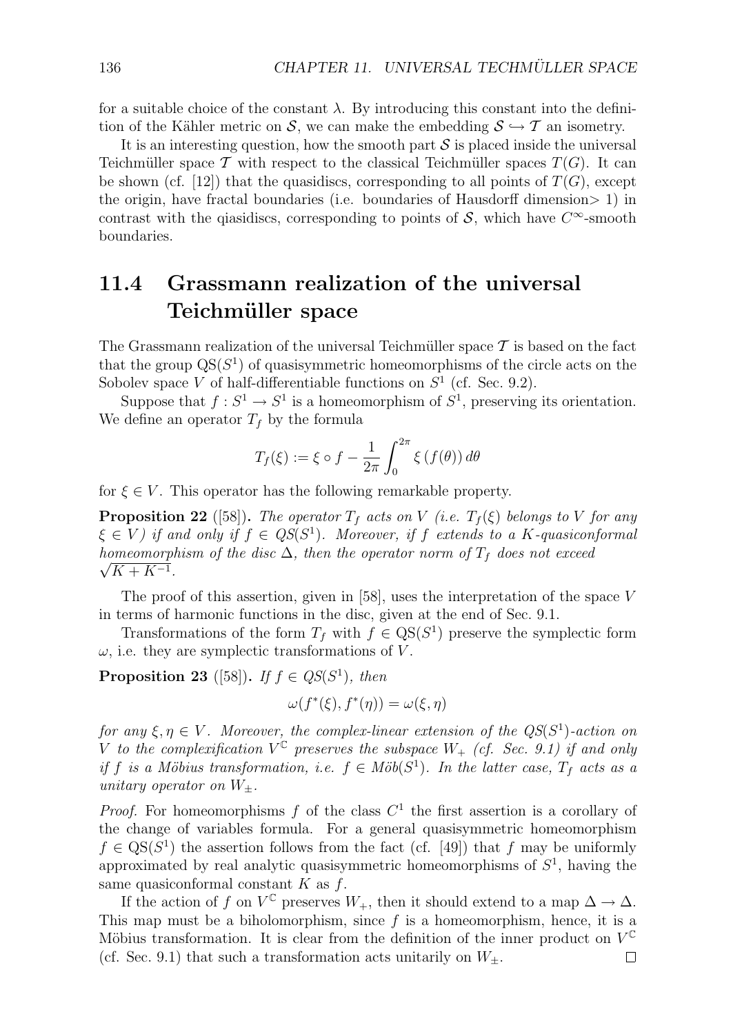for a suitable choice of the constant $\lambda$. By introducing this constant into the definition of the Kähler metric on $\mathcal{S}$, we can make the embedding $\mathcal{S} \hookrightarrow \mathcal{T}$ an isometry.

It is an interesting question, how the smooth part $\mathcal{S}$ is placed inside the universal Teichmüller space $\mathcal{T}$ with respect to the classical Teichmüller spaces $T(G)$. It can be shown (cf. [12]) that the quasidiscs, corresponding to all points of $T(G)$, except the origin, have fractal boundaries (i.e. boundaries of Hausdorff dimension> 1) in contrast with the qiasidiscs, corresponding to points of $\mathcal{S}$, which have $C^\infty$-smooth boundaries.

## 11.4 Grassmann realization of the universal Teichmüller space

The Grassmann realization of the universal Teichmüller space $\mathcal{T}$ is based on the fact that the group $\mathrm{QS}(S^1)$ of quasisymmetric homeomorphisms of the circle acts on the Sobolev space $V$ of half-differentiable functions on $S^1$ (cf. Sec. 9.2).

Suppose that $f : S^1 \to S^1$ is a homeomorphism of $S^1$, preserving its orientation. We define an operator $T_f$ by the formula

$$T_f(\xi) := \xi \circ f - \frac{1}{2\pi} \int_0^{2\pi} \xi\left(f(\theta)\right) d\theta$$

for $\xi \in V$. This operator has the following remarkable property.

**Proposition 22** ([58])**.** *The operator $T_f$ acts on $V$ (i.e. $T_f(\xi)$ belongs to $V$ for any $\xi \in V$) if and only if $f \in QS(S^1)$. Moreover, if $f$ extends to a $K$-quasiconformal homeomorphism of the disc $\Delta$, then the operator norm of $T_f$ does not exceed $\sqrt{K + K^{-1}}$.*

The proof of this assertion, given in [58], uses the interpretation of the space $V$ in terms of harmonic functions in the disc, given at the end of Sec. 9.1.

Transformations of the form $T_f$ with $f \in \mathrm{QS}(S^1)$ preserve the symplectic form $\omega$, i.e. they are symplectic transformations of $V$.

**Proposition 23** ([58])**.** *If $f \in QS(S^1)$, then*

$$\omega(f^*(\xi), f^*(\eta)) = \omega(\xi, \eta)$$

*for any $\xi, \eta \in V$. Moreover, the complex-linear extension of the $QS(S^1)$-action on $V$ to the complexification $V^{\mathbb{C}}$ preserves the subspace $W_+$ (cf. Sec. 9.1) if and only if $f$ is a Möbius transformation, i.e. $f \in Möb(S^1)$. In the latter case, $T_f$ acts as a unitary operator on $W_\pm$.*

*Proof.* For homeomorphisms $f$ of the class $C^1$ the first assertion is a corollary of the change of variables formula. For a general quasisymmetric homeomorphism $f \in \mathrm{QS}(S^1)$ the assertion follows from the fact (cf. [49]) that $f$ may be uniformly approximated by real analytic quasisymmetric homeomorphisms of $S^1$, having the same quasiconformal constant $K$ as $f$.

If the action of $f$ on $V^{\mathbb{C}}$ preserves $W_+$, then it should extend to a map $\Delta \to \Delta$. This map must be a biholomorphism, since $f$ is a homeomorphism, hence, it is a Möbius transformation. It is clear from the definition of the inner product on $V^{\mathbb{C}}$ (cf. Sec. 9.1) that such a transformation acts unitarily on $W_\pm$. □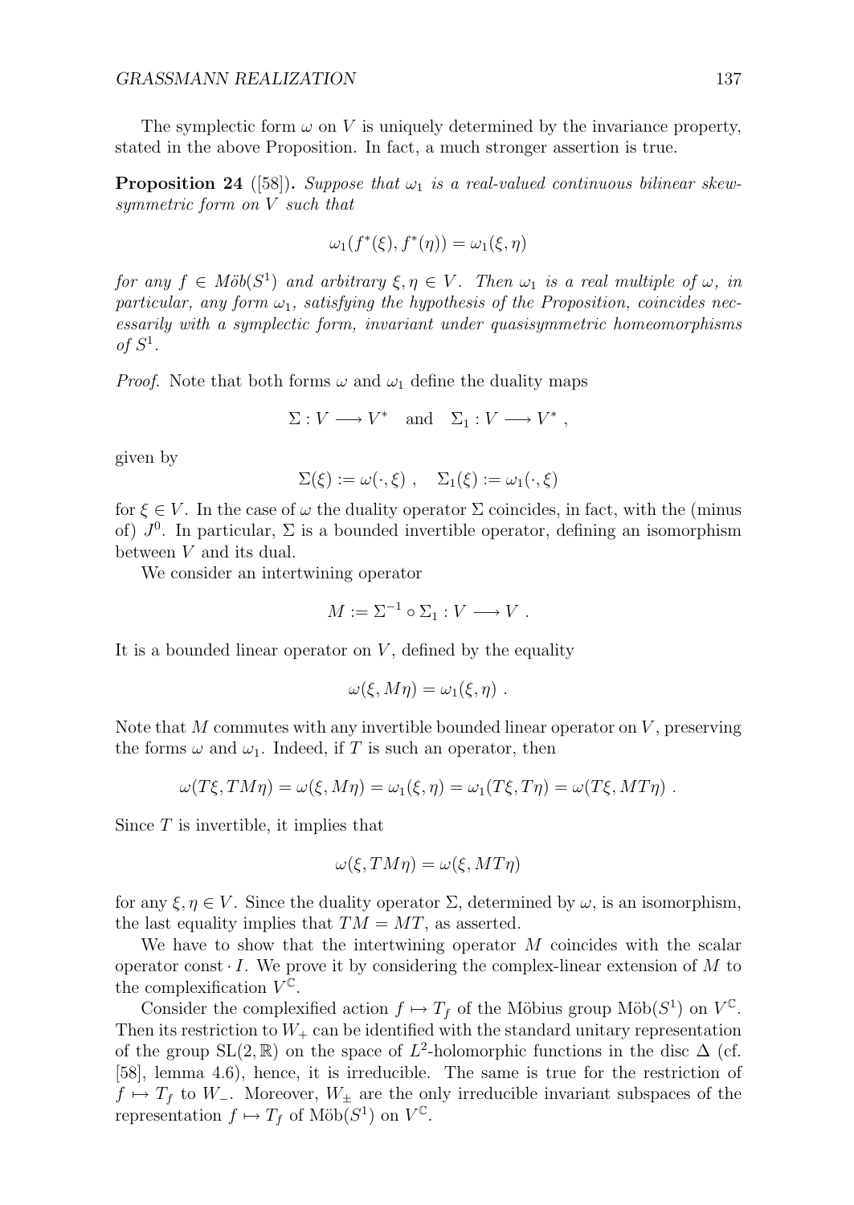The symplectic form $\omega$ on $V$ is uniquely determined by the invariance property, stated in the above Proposition. In fact, a much stronger assertion is true.

**Proposition 24** ([58]). *Suppose that $\omega_1$ is a real-valued continuous bilinear skew-symmetric form on $V$ such that*

$$\omega_1(f^*(\xi), f^*(\eta)) = \omega_1(\xi, \eta)$$

*for any $f \in \text{Möb}(S^1)$ and arbitrary $\xi, \eta \in V$. Then $\omega_1$ is a real multiple of $\omega$, in particular, any form $\omega_1$, satisfying the hypothesis of the Proposition, coincides necessarily with a symplectic form, invariant under quasisymmetric homeomorphisms of $S^1$.*

*Proof.* Note that both forms $\omega$ and $\omega_1$ define the duality maps

$$\Sigma : V \longrightarrow V^* \quad \text{and} \quad \Sigma_1 : V \longrightarrow V^* ,$$

given by

$$\Sigma(\xi) := \omega(\cdot, \xi) , \quad \Sigma_1(\xi) := \omega_1(\cdot, \xi)$$

for $\xi \in V$. In the case of $\omega$ the duality operator $\Sigma$ coincides, in fact, with the (minus of) $J^0$. In particular, $\Sigma$ is a bounded invertible operator, defining an isomorphism between $V$ and its dual.

We consider an intertwining operator

$$M := \Sigma^{-1} \circ \Sigma_1 : V \longrightarrow V .$$

It is a bounded linear operator on $V$, defined by the equality

$$\omega(\xi, M\eta) = \omega_1(\xi, \eta) .$$

Note that $M$ commutes with any invertible bounded linear operator on $V$, preserving the forms $\omega$ and $\omega_1$. Indeed, if $T$ is such an operator, then

$$\omega(T\xi, TM\eta) = \omega(\xi, M\eta) = \omega_1(\xi, \eta) = \omega_1(T\xi, T\eta) = \omega(T\xi, MT\eta) .$$

Since $T$ is invertible, it implies that

$$\omega(\xi, TM\eta) = \omega(\xi, MT\eta)$$

for any $\xi, \eta \in V$. Since the duality operator $\Sigma$, determined by $\omega$, is an isomorphism, the last equality implies that $TM = MT$, as asserted.

We have to show that the intertwining operator $M$ coincides with the scalar operator $\text{const} \cdot I$. We prove it by considering the complex-linear extension of $M$ to the complexification $V^{\mathbb{C}}$.

Consider the complexified action $f \mapsto T_f$ of the Möbius group $\text{Möb}(S^1)$ on $V^{\mathbb{C}}$. Then its restriction to $W_+$ can be identified with the standard unitary representation of the group $\text{SL}(2, \mathbb{R})$ on the space of $L^2$-holomorphic functions in the disc $\Delta$ (cf. [58], lemma 4.6), hence, it is irreducible. The same is true for the restriction of $f \mapsto T_f$ to $W_-$. Moreover, $W_\pm$ are the only irreducible invariant subspaces of the representation $f \mapsto T_f$ of $\text{Möb}(S^1)$ on $V^{\mathbb{C}}$.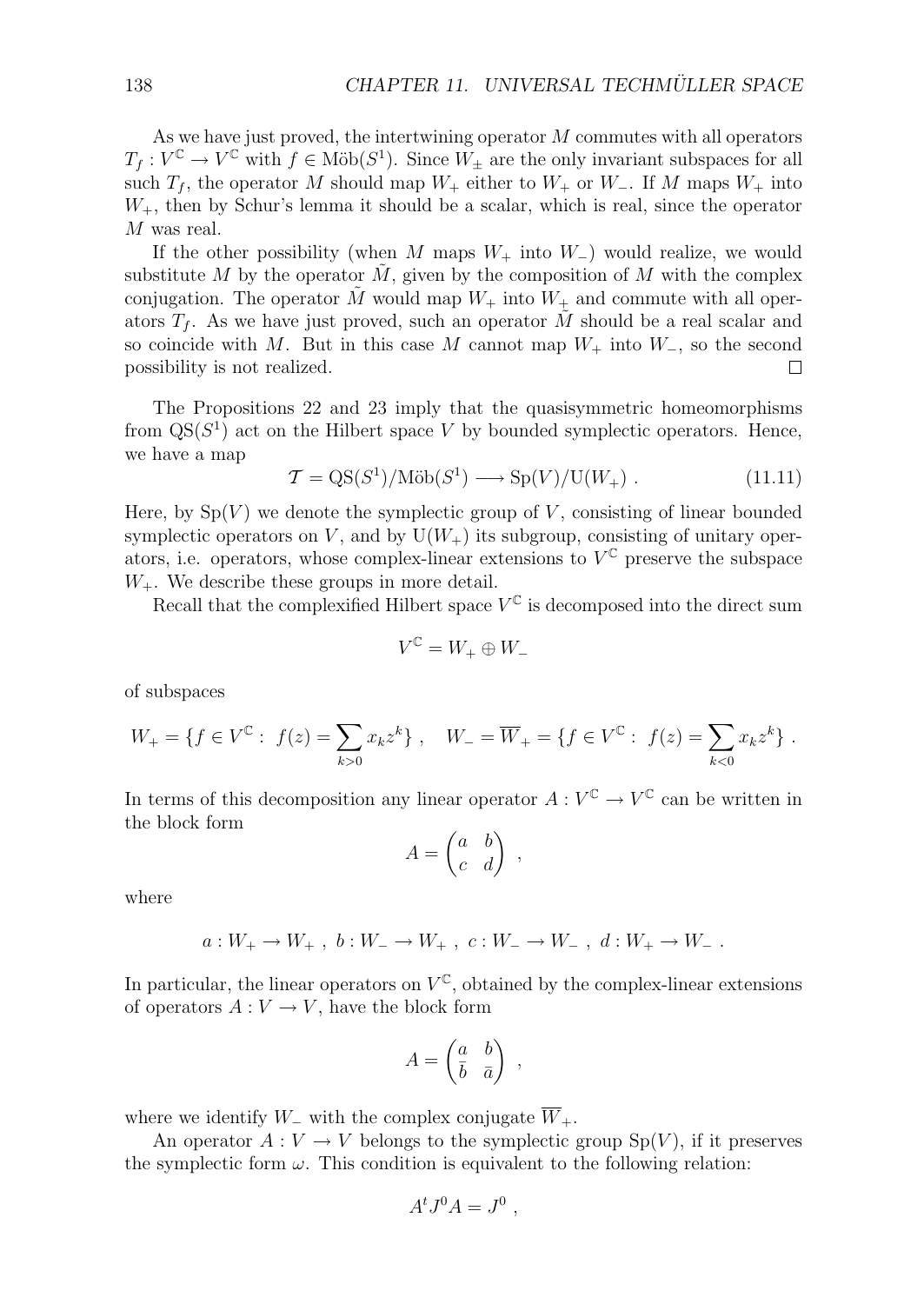As we have just proved, the intertwining operator $M$ commutes with all operators $T_f : V^{\mathbb{C}} \to V^{\mathbb{C}}$ with $f \in \text{Möb}(S^1)$. Since $W_\pm$ are the only invariant subspaces for all such $T_f$, the operator $M$ should map $W_+$ either to $W_+$ or $W_-$. If $M$ maps $W_+$ into $W_+$, then by Schur's lemma it should be a scalar, which is real, since the operator $M$ was real.

If the other possibility (when $M$ maps $W_+$ into $W_-$) would realize, we would substitute $M$ by the operator $\tilde{M}$, given by the composition of $M$ with the complex conjugation. The operator $\tilde{M}$ would map $W_+$ into $W_+$ and commute with all operators $T_f$. As we have just proved, such an operator $\tilde{M}$ should be a real scalar and so coincide with $M$. But in this case $M$ cannot map $W_+$ into $W_-$, so the second possibility is not realized. □

The Propositions 22 and 23 imply that the quasisymmetric homeomorphisms from $\text{QS}(S^1)$ act on the Hilbert space $V$ by bounded symplectic operators. Hence, we have a map

$$\mathcal{T} = \text{QS}(S^1)/\text{Möb}(S^1) \longrightarrow \text{Sp}(V)/\text{U}(W_+) \ . \tag{11.11}$$

Here, by $\text{Sp}(V)$ we denote the symplectic group of $V$, consisting of linear bounded symplectic operators on $V$, and by $\text{U}(W_+)$ its subgroup, consisting of unitary operators, i.e. operators, whose complex-linear extensions to $V^{\mathbb{C}}$ preserve the subspace $W_+$. We describe these groups in more detail.

Recall that the complexified Hilbert space $V^{\mathbb{C}}$ is decomposed into the direct sum

$$V^{\mathbb{C}} = W_+ \oplus W_-$$

of subspaces

$$W_+ = \{f \in V^{\mathbb{C}} : \ f(z) = \sum_{k>0} x_k z^k\} \ , \quad W_- = \overline{W}_+ = \{f \in V^{\mathbb{C}} : \ f(z) = \sum_{k<0} x_k z^k\} \ .$$

In terms of this decomposition any linear operator $A : V^{\mathbb{C}} \to V^{\mathbb{C}}$ can be written in the block form

$$A = \begin{pmatrix} a & b \\ c & d \end{pmatrix} \ ,$$

where

$$a : W_+ \to W_+ \ , \ b : W_- \to W_+ \ , \ c : W_- \to W_- \ , \ d : W_+ \to W_- \ .$$

In particular, the linear operators on $V^{\mathbb{C}}$, obtained by the complex-linear extensions of operators $A : V \to V$, have the block form

$$A = \begin{pmatrix} a & b \\ \bar{b} & \bar{a} \end{pmatrix} \ ,$$

where we identify $W_-$ with the complex conjugate $\overline{W}_+$.

An operator $A : V \to V$ belongs to the symplectic group $\text{Sp}(V)$, if it preserves the symplectic form $\omega$. This condition is equivalent to the following relation:

$$A^t J^0 A = J^0 \ ,$$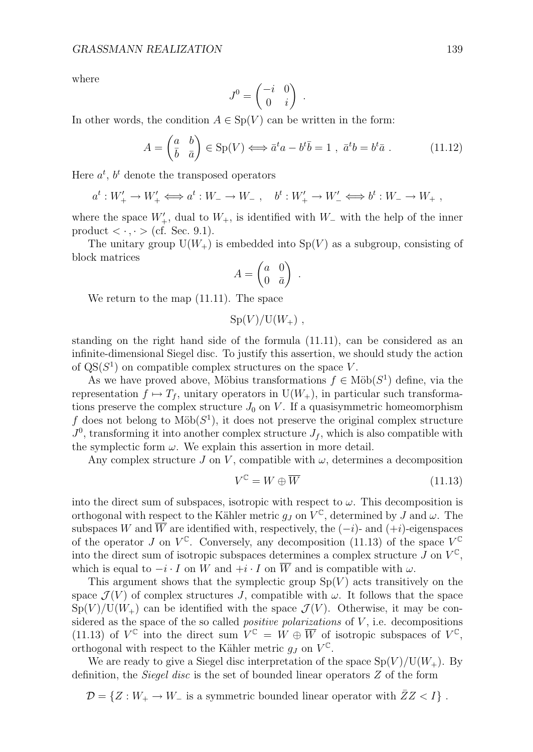where

$$J^0 = \begin{pmatrix} -i & 0 \\ 0 & i \end{pmatrix} .$$

In other words, the condition $A \in \mathrm{Sp}(V)$ can be written in the form:

$$A = \begin{pmatrix} a & b \\ \bar{b} & \bar{a} \end{pmatrix} \in \mathrm{Sp}(V) \Longleftrightarrow \bar{a}^t a - b^t \bar{b} = 1 \ , \ \bar{a}^t b = b^t \bar{a} \ . \tag{11.12}$$

Here $a^t$, $b^t$ denote the transposed operators

$$a^t : W'_+ \to W'_+ \Longleftrightarrow a^t : W_- \to W_- \ , \quad b^t : W'_+ \to W'_- \Longleftrightarrow b^t : W_- \to W_+ \ ,$$

where the space $W'_+$, dual to $W_+$, is identified with $W_-$ with the help of the inner product $< \cdot, \cdot >$ (cf. Sec. 9.1).

The unitary group $\mathrm{U}(W_+)$ is embedded into $\mathrm{Sp}(V)$ as a subgroup, consisting of block matrices

$$A = \begin{pmatrix} a & 0 \\ 0 & \bar{a} \end{pmatrix} .$$

We return to the map (11.11). The space

$$\mathrm{Sp}(V)/\mathrm{U}(W_+) \ ,$$

standing on the right hand side of the formula (11.11), can be considered as an infinite-dimensional Siegel disc. To justify this assertion, we should study the action of $\mathrm{QS}(S^1)$ on compatible complex structures on the space $V$.

As we have proved above, Möbius transformations $f \in \mathrm{Möb}(S^1)$ define, via the representation $f \mapsto T_f$, unitary operators in $\mathrm{U}(W_+)$, in particular such transformations preserve the complex structure $J_0$ on $V$. If a quasisymmetric homeomorphism $f$ does not belong to $\mathrm{Möb}(S^1)$, it does not preserve the original complex structure $J^0$, transforming it into another complex structure $J_f$, which is also compatible with the symplectic form $\omega$. We explain this assertion in more detail.

Any complex structure $J$ on $V$, compatible with $\omega$, determines a decomposition

$$V^{\mathbb{C}} = W \oplus \overline{W} \tag{11.13}$$

into the direct sum of subspaces, isotropic with respect to $\omega$. This decomposition is orthogonal with respect to the Kähler metric $g_J$ on $V^{\mathbb{C}}$, determined by $J$ and $\omega$. The subspaces $W$ and $\overline{W}$ are identified with, respectively, the $(-i)$- and $(+i)$-eigenspaces of the operator $J$ on $V^{\mathbb{C}}$. Conversely, any decomposition (11.13) of the space $V^{\mathbb{C}}$ into the direct sum of isotropic subspaces determines a complex structure $J$ on $V^{\mathbb{C}}$, which is equal to $-i \cdot I$ on $W$ and $+i \cdot I$ on $\overline{W}$ and is compatible with $\omega$.

This argument shows that the symplectic group $\mathrm{Sp}(V)$ acts transitively on the space $\mathcal{J}(V)$ of complex structures $J$, compatible with $\omega$. It follows that the space $\mathrm{Sp}(V)/\mathrm{U}(W_+)$ can be identified with the space $\mathcal{J}(V)$. Otherwise, it may be considered as the space of the so called *positive polarizations* of $V$, i.e. decompositions (11.13) of $V^{\mathbb{C}}$ into the direct sum $V^{\mathbb{C}} = W \oplus \overline{W}$ of isotropic subspaces of $V^{\mathbb{C}}$, orthogonal with respect to the Kähler metric $g_J$ on $V^{\mathbb{C}}$.

We are ready to give a Siegel disc interpretation of the space $\mathrm{Sp}(V)/\mathrm{U}(W_+)$. By definition, the *Siegel disc* is the set of bounded linear operators $Z$ of the form

$$\mathcal{D} = \{Z : W_+ \to W_- \text{ is a symmetric bounded linear operator with } \bar{Z}Z < I\} \ .$$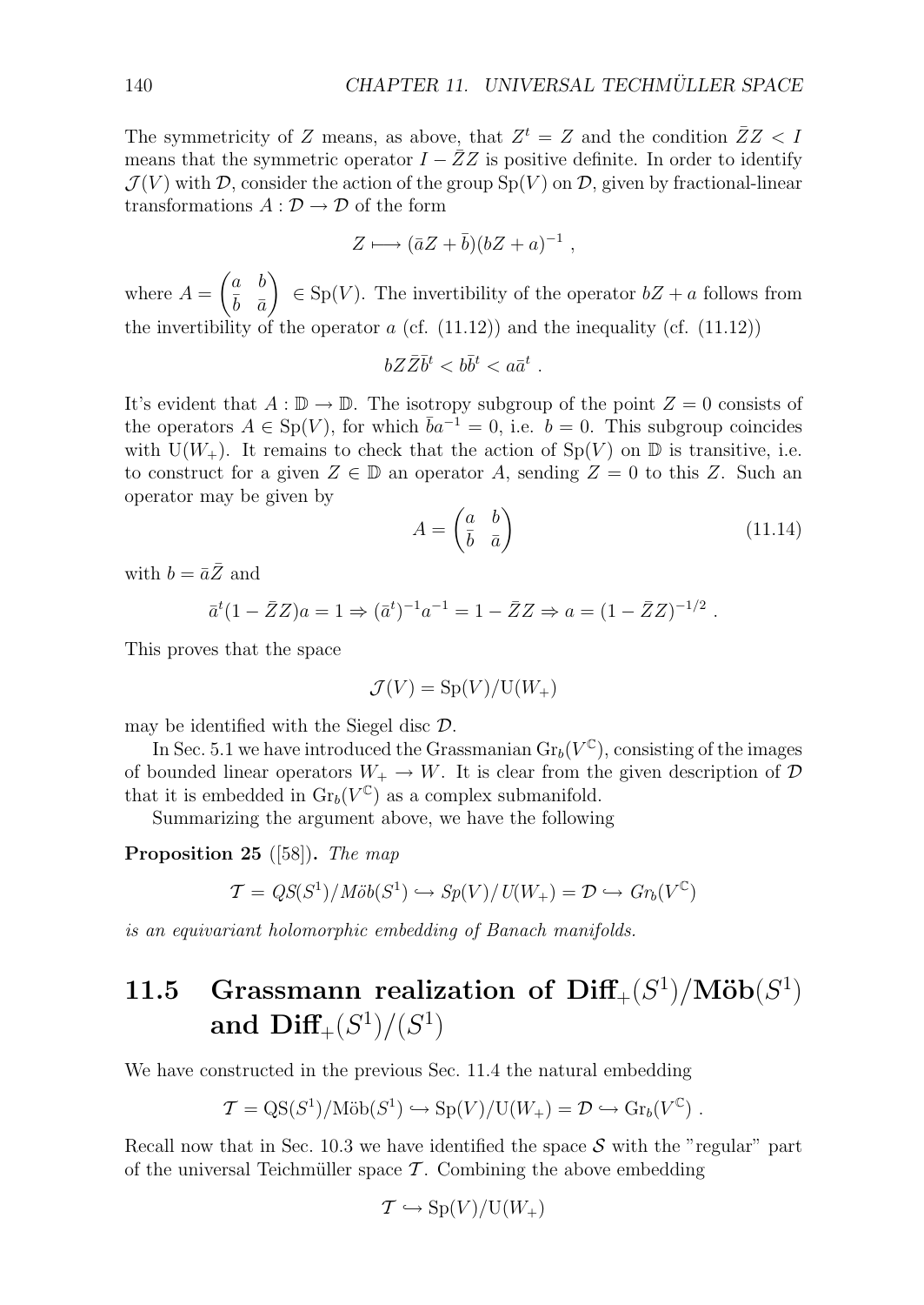The symmetricity of $Z$ means, as above, that $Z^t = Z$ and the condition $\bar{Z}Z < I$ means that the symmetric operator $I - \bar{Z}Z$ is positive definite. In order to identify $\mathcal{J}(V)$ with $\mathcal{D}$, consider the action of the group $\mathrm{Sp}(V)$ on $\mathcal{D}$, given by fractional-linear transformations $A : \mathcal{D} \to \mathcal{D}$ of the form

$$Z \longmapsto (\bar{a}Z + \bar{b})(bZ + a)^{-1} ,$$

where $A = \begin{pmatrix} a & b \\ \bar{b} & \bar{a} \end{pmatrix} \in \mathrm{Sp}(V)$. The invertibility of the operator $bZ + a$ follows from the invertibility of the operator $a$ (cf. (11.12)) and the inequality (cf. (11.12))

$$bZ\bar{Z}\bar{b}^t < b\bar{b}^t < a\bar{a}^t .$$

It's evident that $A : \mathbb{D} \to \mathbb{D}$. The isotropy subgroup of the point $Z = 0$ consists of the operators $A \in \mathrm{Sp}(V)$, for which $\bar{b}a^{-1} = 0$, i.e. $b = 0$. This subgroup coincides with $\mathrm{U}(W_+)$. It remains to check that the action of $\mathrm{Sp}(V)$ on $\mathbb{D}$ is transitive, i.e. to construct for a given $Z \in \mathbb{D}$ an operator $A$, sending $Z = 0$ to this $Z$. Such an operator may be given by

$$A = \begin{pmatrix} a & b \\ \bar{b} & \bar{a} \end{pmatrix} \tag{11.14}$$

with $b = \bar{a}\bar{Z}$ and

$$\bar{a}^t(1 - \bar{Z}Z)a = 1 \Rightarrow (\bar{a}^t)^{-1}a^{-1} = 1 - \bar{Z}Z \Rightarrow a = (1 - \bar{Z}Z)^{-1/2} .$$

This proves that the space

$$\mathcal{J}(V) = \mathrm{Sp}(V)/\mathrm{U}(W_+)$$

may be identified with the Siegel disc $\mathcal{D}$.

In Sec. 5.1 we have introduced the Grassmanian $\mathrm{Gr}_b(V^{\mathbb{C}})$, consisting of the images of bounded linear operators $W_+ \to W$. It is clear from the given description of $\mathcal{D}$ that it is embedded in $\mathrm{Gr}_b(V^{\mathbb{C}})$ as a complex submanifold.

Summarizing the argument above, we have the following

**Proposition 25** ([58])**.** *The map*

$$\mathcal{T} = QS(S^1)/M\ddot{o}b(S^1) \hookrightarrow Sp(V)/U(W_+) = \mathcal{D} \hookrightarrow Gr_b(V^{\mathbb{C}})$$

*is an equivariant holomorphic embedding of Banach manifolds.*

## 11.5 Grassmann realization of $\mathrm{Diff}_+(S^1)/\mathrm{M\ddot{o}b}(S^1)$ and $\mathrm{Diff}_+(S^1)/(S^1)$

We have constructed in the previous Sec. 11.4 the natural embedding

$$\mathcal{T} = \mathrm{QS}(S^1)/\mathrm{M\ddot{o}b}(S^1) \hookrightarrow \mathrm{Sp}(V)/\mathrm{U}(W_+) = \mathcal{D} \hookrightarrow \mathrm{Gr}_b(V^{\mathbb{C}}) .$$

Recall now that in Sec. 10.3 we have identified the space $\mathcal{S}$ with the "regular" part of the universal Teichmüller space $\mathcal{T}$. Combining the above embedding

$$\mathcal{T} \hookrightarrow \mathrm{Sp}(V)/\mathrm{U}(W_+)$$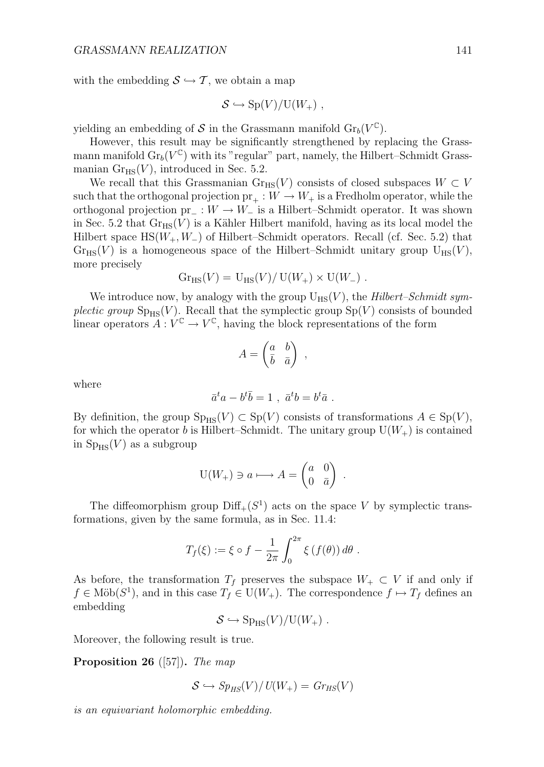with the embedding $\mathcal{S} \hookrightarrow \mathcal{T}$, we obtain a map

$$\mathcal{S} \hookrightarrow \mathrm{Sp}(V)/\mathrm{U}(W_+) \ ,$$

yielding an embedding of $\mathcal{S}$ in the Grassmann manifold $\mathrm{Gr}_b(V^{\mathbb{C}})$.

However, this result may be significantly strengthened by replacing the Grassmann manifold $\mathrm{Gr}_b(V^{\mathbb{C}})$ with its "regular" part, namely, the Hilbert–Schmidt Grassmanian $\mathrm{Gr}_{\mathrm{HS}}(V)$, introduced in Sec. 5.2.

We recall that this Grassmanian $\mathrm{Gr}_{\mathrm{HS}}(V)$ consists of closed subspaces $W \subset V$ such that the orthogonal projection $\mathrm{pr}_+ : W \to W_+$ is a Fredholm operator, while the orthogonal projection $\mathrm{pr}_- : W \to W_-$ is a Hilbert–Schmidt operator. It was shown in Sec. 5.2 that $\mathrm{Gr}_{\mathrm{HS}}(V)$ is a Kähler Hilbert manifold, having as its local model the Hilbert space $\mathrm{HS}(W_+, W_-)$ of Hilbert–Schmidt operators. Recall (cf. Sec. 5.2) that $\mathrm{Gr}_{\mathrm{HS}}(V)$ is a homogeneous space of the Hilbert–Schmidt unitary group $\mathrm{U}_{\mathrm{HS}}(V)$, more precisely

$$\mathrm{Gr}_{\mathrm{HS}}(V) = \mathrm{U}_{\mathrm{HS}}(V)/\,\mathrm{U}(W_+) \times \mathrm{U}(W_-) \ .$$

We introduce now, by analogy with the group $\mathrm{U}_{\mathrm{HS}}(V)$, the *Hilbert–Schmidt symplectic group* $\mathrm{Sp}_{\mathrm{HS}}(V)$. Recall that the symplectic group $\mathrm{Sp}(V)$ consists of bounded linear operators $A : V^{\mathbb{C}} \to V^{\mathbb{C}}$, having the block representations of the form

$$A = \begin{pmatrix} a & b \\ \bar{b} & \bar{a} \end{pmatrix} \ ,$$

where

$$\bar{a}^t a - b^t \bar{b} = 1 \ , \ \bar{a}^t b = b^t \bar{a} \ .$$

By definition, the group $\mathrm{Sp}_{\mathrm{HS}}(V) \subset \mathrm{Sp}(V)$ consists of transformations $A \in \mathrm{Sp}(V)$, for which the operator $b$ is Hilbert–Schmidt. The unitary group $\mathrm{U}(W_+)$ is contained in $\mathrm{Sp}_{\mathrm{HS}}(V)$ as a subgroup

$$\mathrm{U}(W_+) \ni a \longmapsto A = \begin{pmatrix} a & 0 \\ 0 & \bar{a} \end{pmatrix} \ .$$

The diffeomorphism group $\mathrm{Diff}_+(S^1)$ acts on the space $V$ by symplectic transformations, given by the same formula, as in Sec. 11.4:

$$T_f(\xi) := \xi \circ f - \frac{1}{2\pi} \int_0^{2\pi} \xi\left(f(\theta)\right) d\theta \ .$$

As before, the transformation $T_f$ preserves the subspace $W_+ \subset V$ if and only if $f \in \mathrm{Möb}(S^1)$, and in this case $T_f \in \mathrm{U}(W_+)$. The correspondence $f \mapsto T_f$ defines an embedding

$$\mathcal{S} \hookrightarrow \mathrm{Sp}_{\mathrm{HS}}(V)/\mathrm{U}(W_+) \ .$$

Moreover, the following result is true.

**Proposition 26** ([57])**.** *The map*

$$\mathcal{S} \hookrightarrow Sp_{HS}(V)/\,U(W_+) = Gr_{HS}(V)$$

*is an equivariant holomorphic embedding.*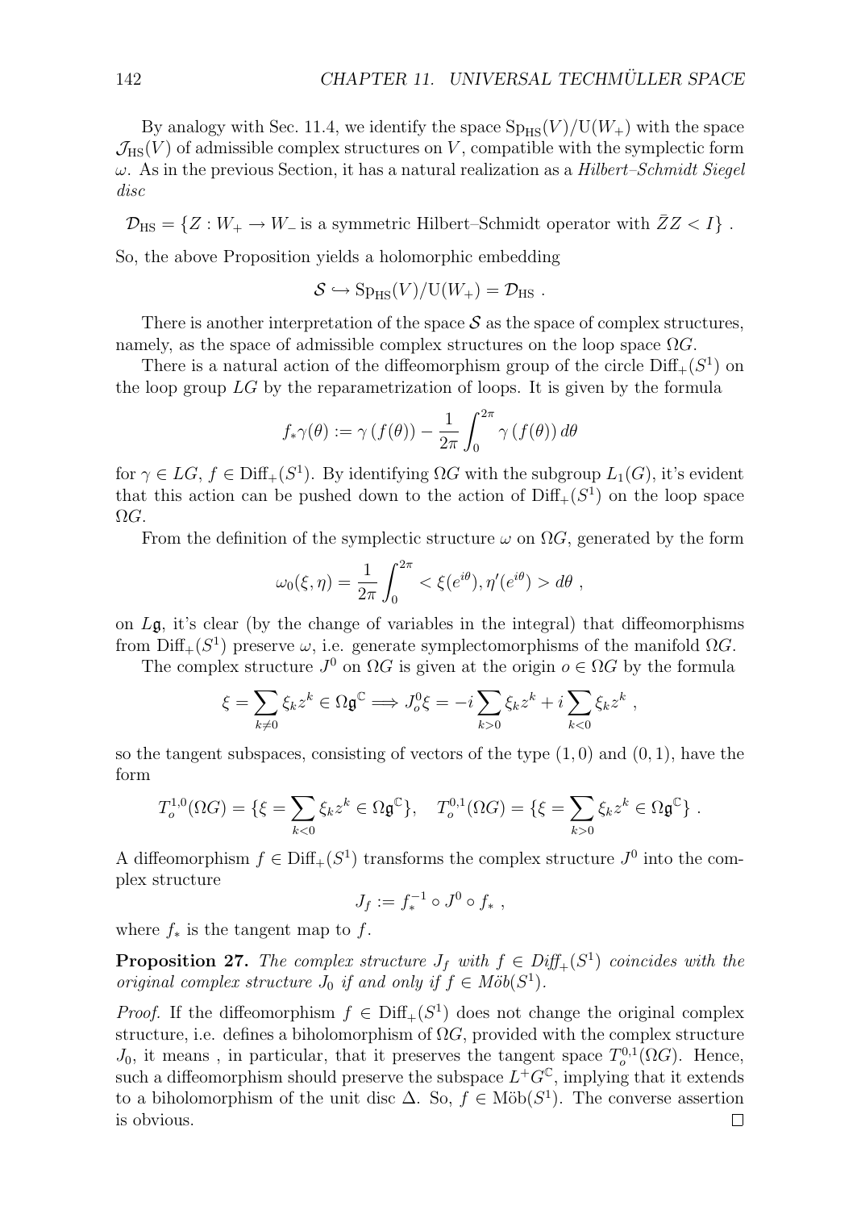By analogy with Sec. 11.4, we identify the space $\mathrm{Sp}_{\mathrm{HS}}(V)/\mathrm{U}(W_+)$ with the space $\mathcal{J}_{\mathrm{HS}}(V)$ of admissible complex structures on $V$, compatible with the symplectic form $\omega$. As in the previous Section, it has a natural realization as a *Hilbert–Schmidt Siegel disc*

$$\mathcal{D}_{\mathrm{HS}} = \{Z : W_+ \to W_- \text{ is a symmetric Hilbert–Schmidt operator with } \bar{Z}Z < I\} .$$

So, the above Proposition yields a holomorphic embedding

$$\mathcal{S} \hookrightarrow \mathrm{Sp}_{\mathrm{HS}}(V)/\mathrm{U}(W_+) = \mathcal{D}_{\mathrm{HS}} .$$

There is another interpretation of the space $\mathcal{S}$ as the space of complex structures, namely, as the space of admissible complex structures on the loop space $\Omega G$.

There is a natural action of the diffeomorphism group of the circle $\mathrm{Diff}_+(S^1)$ on the loop group $LG$ by the reparametrization of loops. It is given by the formula

$$f_*\gamma(\theta) := \gamma\left(f(\theta)\right) - \frac{1}{2\pi}\int_0^{2\pi} \gamma\left(f(\theta)\right) d\theta$$

for $\gamma \in LG$, $f \in \mathrm{Diff}_+(S^1)$. By identifying $\Omega G$ with the subgroup $L_1(G)$, it's evident that this action can be pushed down to the action of $\mathrm{Diff}_+(S^1)$ on the loop space $\Omega G$.

From the definition of the symplectic structure $\omega$ on $\Omega G$, generated by the form

$$\omega_0(\xi, \eta) = \frac{1}{2\pi}\int_0^{2\pi} < \xi(e^{i\theta}), \eta'(e^{i\theta}) > d\theta ,$$

on $L\mathfrak{g}$, it's clear (by the change of variables in the integral) that diffeomorphisms from $\mathrm{Diff}_+(S^1)$ preserve $\omega$, i.e. generate symplectomorphisms of the manifold $\Omega G$.

The complex structure $J^0$ on $\Omega G$ is given at the origin $o \in \Omega G$ by the formula

$$\xi = \sum_{k \neq 0} \xi_k z^k \in \Omega\mathfrak{g}^{\mathbb{C}} \Longrightarrow J^0_o \xi = -i\sum_{k>0} \xi_k z^k + i\sum_{k<0} \xi_k z^k ,$$

so the tangent subspaces, consisting of vectors of the type $(1,0)$ and $(0,1)$, have the form

$$T^{1,0}_o(\Omega G) = \{\xi = \sum_{k<0} \xi_k z^k \in \Omega\mathfrak{g}^{\mathbb{C}}\}, \quad T^{0,1}_o(\Omega G) = \{\xi = \sum_{k>0} \xi_k z^k \in \Omega\mathfrak{g}^{\mathbb{C}}\} .$$

A diffeomorphism $f \in \mathrm{Diff}_+(S^1)$ transforms the complex structure $J^0$ into the complex structure

$$J_f := f_*^{-1} \circ J^0 \circ f_* ,$$

where $f_*$ is the tangent map to $f$.

**Proposition 27.** *The complex structure $J_f$ with $f \in \mathrm{Diff}_+(S^1)$ coincides with the original complex structure $J_0$ if and only if $f \in \mathrm{M\ddot{o}b}(S^1)$.*

*Proof.* If the diffeomorphism $f \in \mathrm{Diff}_+(S^1)$ does not change the original complex structure, i.e. defines a biholomorphism of $\Omega G$, provided with the complex structure $J_0$, it means , in particular, that it preserves the tangent space $T^{0,1}_o(\Omega G)$. Hence, such a diffeomorphism should preserve the subspace $L^+G^{\mathbb{C}}$, implying that it extends to a biholomorphism of the unit disc $\Delta$. So, $f \in \mathrm{M\ddot{o}b}(S^1)$. The converse assertion is obvious. $\square$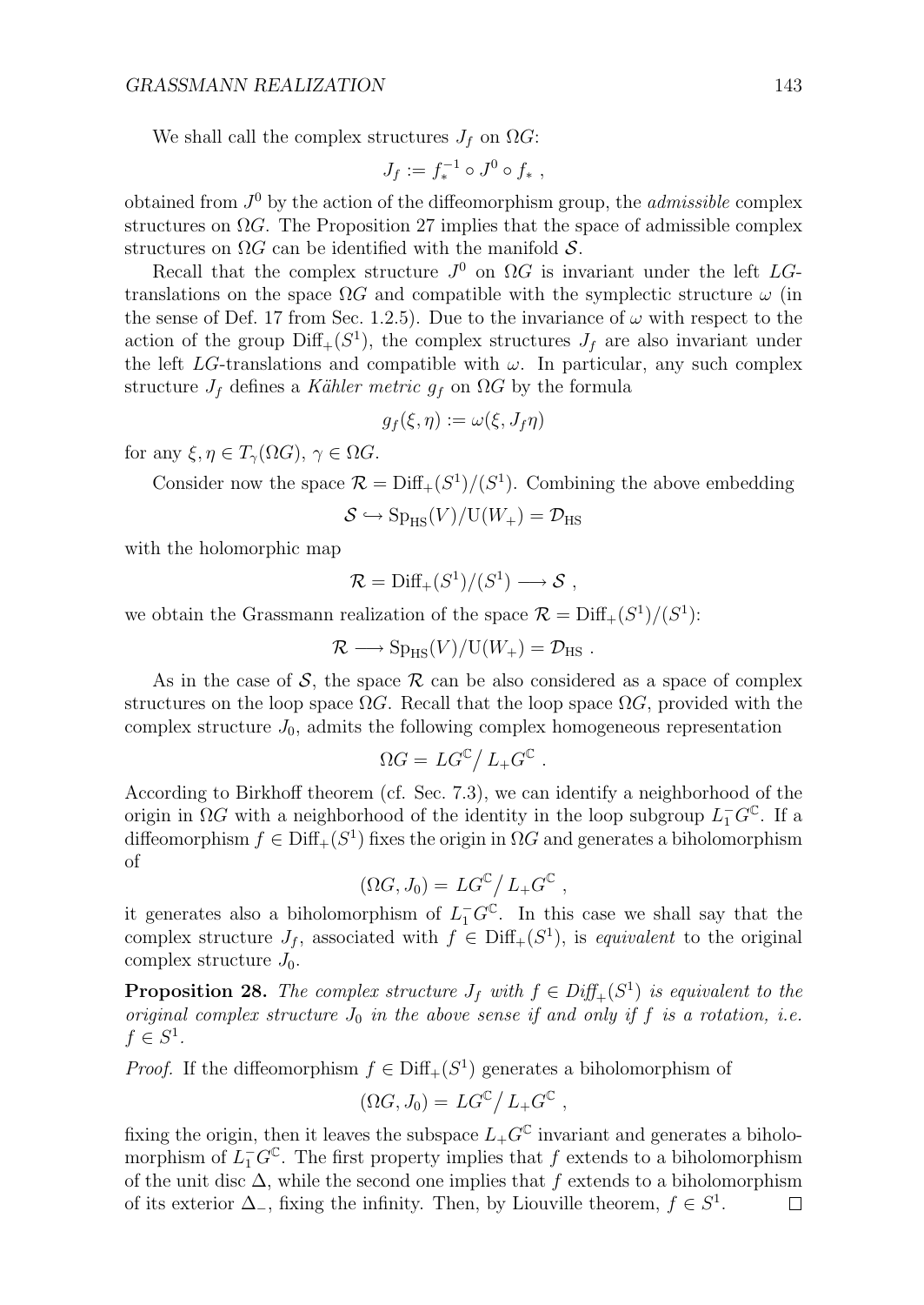We shall call the complex structures $J_f$ on $\Omega G$:

$$J_f := f_*^{-1} \circ J^0 \circ f_* ,$$

obtained from $J^0$ by the action of the diffeomorphism group, the *admissible* complex structures on $\Omega G$. The Proposition 27 implies that the space of admissible complex structures on $\Omega G$ can be identified with the manifold $\mathcal{S}$.

Recall that the complex structure $J^0$ on $\Omega G$ is invariant under the left $LG$-translations on the space $\Omega G$ and compatible with the symplectic structure $\omega$ (in the sense of Def. 17 from Sec. 1.2.5). Due to the invariance of $\omega$ with respect to the action of the group $\mathrm{Diff}_+(S^1)$, the complex structures $J_f$ are also invariant under the left $LG$-translations and compatible with $\omega$. In particular, any such complex structure $J_f$ defines a *Kähler metric* $g_f$ on $\Omega G$ by the formula

$$g_f(\xi, \eta) := \omega(\xi, J_f \eta)$$

for any $\xi, \eta \in T_\gamma(\Omega G)$, $\gamma \in \Omega G$.

Consider now the space $\mathcal{R} = \mathrm{Diff}_+(S^1)/(S^1)$. Combining the above embedding

$$\mathcal{S} \hookrightarrow \mathrm{Sp}_{\mathrm{HS}}(V)/\mathrm{U}(W_+) = \mathcal{D}_{\mathrm{HS}}$$

with the holomorphic map

$$\mathcal{R} = \mathrm{Diff}_+(S^1)/(S^1) \longrightarrow \mathcal{S} ,$$

we obtain the Grassmann realization of the space $\mathcal{R} = \mathrm{Diff}_+(S^1)/(S^1)$:

$$\mathcal{R} \longrightarrow \mathrm{Sp}_{\mathrm{HS}}(V)/\mathrm{U}(W_+) = \mathcal{D}_{\mathrm{HS}} .$$

As in the case of $\mathcal{S}$, the space $\mathcal{R}$ can be also considered as a space of complex structures on the loop space $\Omega G$. Recall that the loop space $\Omega G$, provided with the complex structure $J_0$, admits the following complex homogeneous representation

$$\Omega G = LG^{\mathbb{C}} \big/ L_+ G^{\mathbb{C}} .$$

According to Birkhoff theorem (cf. Sec. 7.3), we can identify a neighborhood of the origin in $\Omega G$ with a neighborhood of the identity in the loop subgroup $L_1^- G^{\mathbb{C}}$. If a diffeomorphism $f \in \mathrm{Diff}_+(S^1)$ fixes the origin in $\Omega G$ and generates a biholomorphism of

$$(\Omega G, J_0) = LG^{\mathbb{C}} \big/ L_+ G^{\mathbb{C}} ,$$

it generates also a biholomorphism of $L_1^- G^{\mathbb{C}}$. In this case we shall say that the complex structure $J_f$, associated with $f \in \mathrm{Diff}_+(S^1)$, is *equivalent* to the original complex structure $J_0$.

**Proposition 28.** *The complex structure $J_f$ with $f \in Diff_+(S^1)$ is equivalent to the original complex structure $J_0$ in the above sense if and only if $f$ is a rotation, i.e. $f \in S^1$.*

*Proof.* If the diffeomorphism $f \in \mathrm{Diff}_+(S^1)$ generates a biholomorphism of

$$(\Omega G, J_0) = LG^{\mathbb{C}} \big/ L_+ G^{\mathbb{C}} ,$$

fixing the origin, then it leaves the subspace $L_+ G^{\mathbb{C}}$ invariant and generates a biholomorphism of $L_1^- G^{\mathbb{C}}$. The first property implies that $f$ extends to a biholomorphism of the unit disc $\Delta$, while the second one implies that $f$ extends to a biholomorphism of its exterior $\Delta_-$, fixing the infinity. Then, by Liouville theorem, $f \in S^1$. □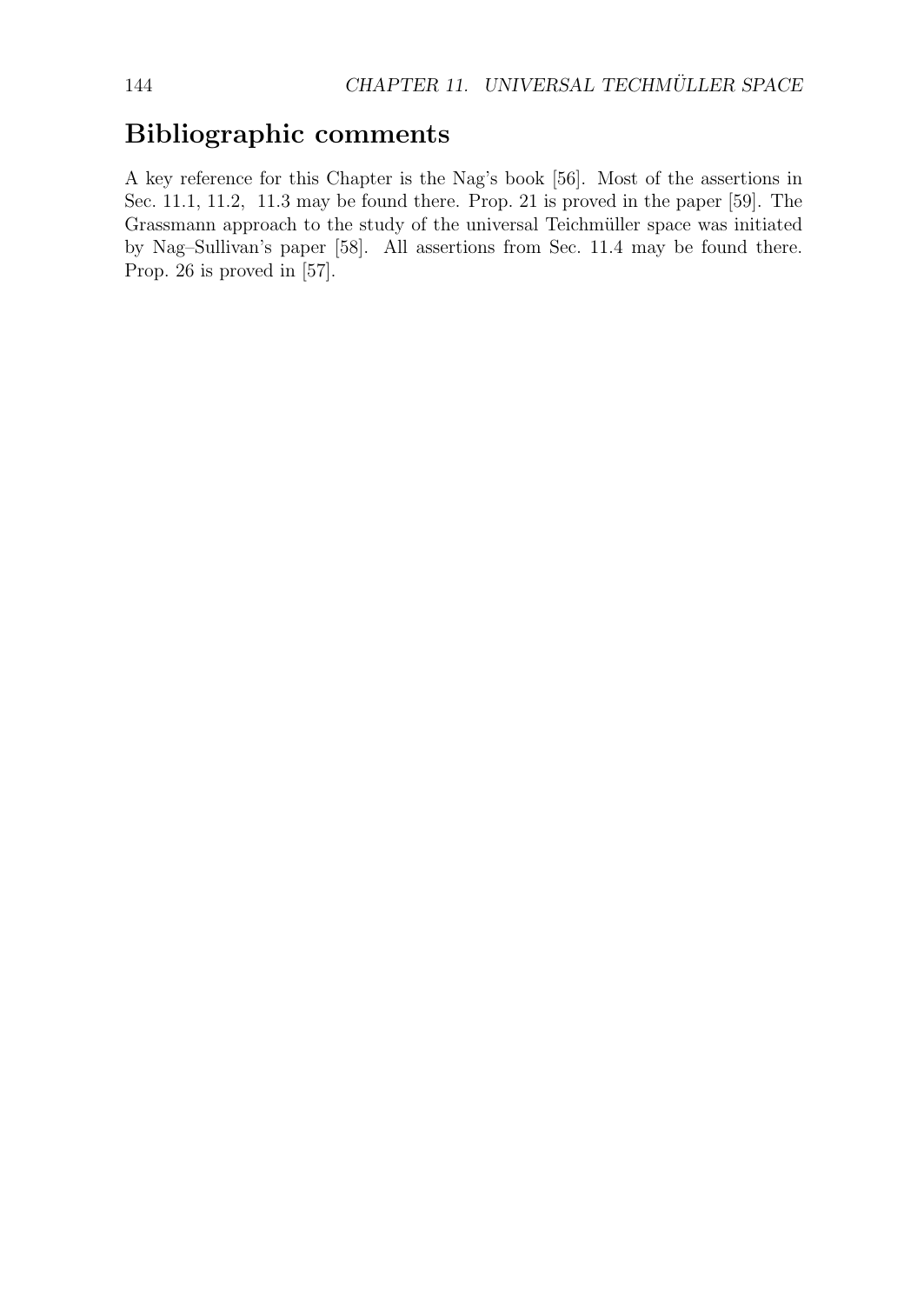## Bibliographic comments

A key reference for this Chapter is the Nag's book [56]. Most of the assertions in Sec. 11.1, 11.2, 11.3 may be found there. Prop. 21 is proved in the paper [59]. The Grassmann approach to the study of the universal Teichmüller space was initiated by Nag–Sullivan's paper [58]. All assertions from Sec. 11.4 may be found there. Prop. 26 is proved in [57].